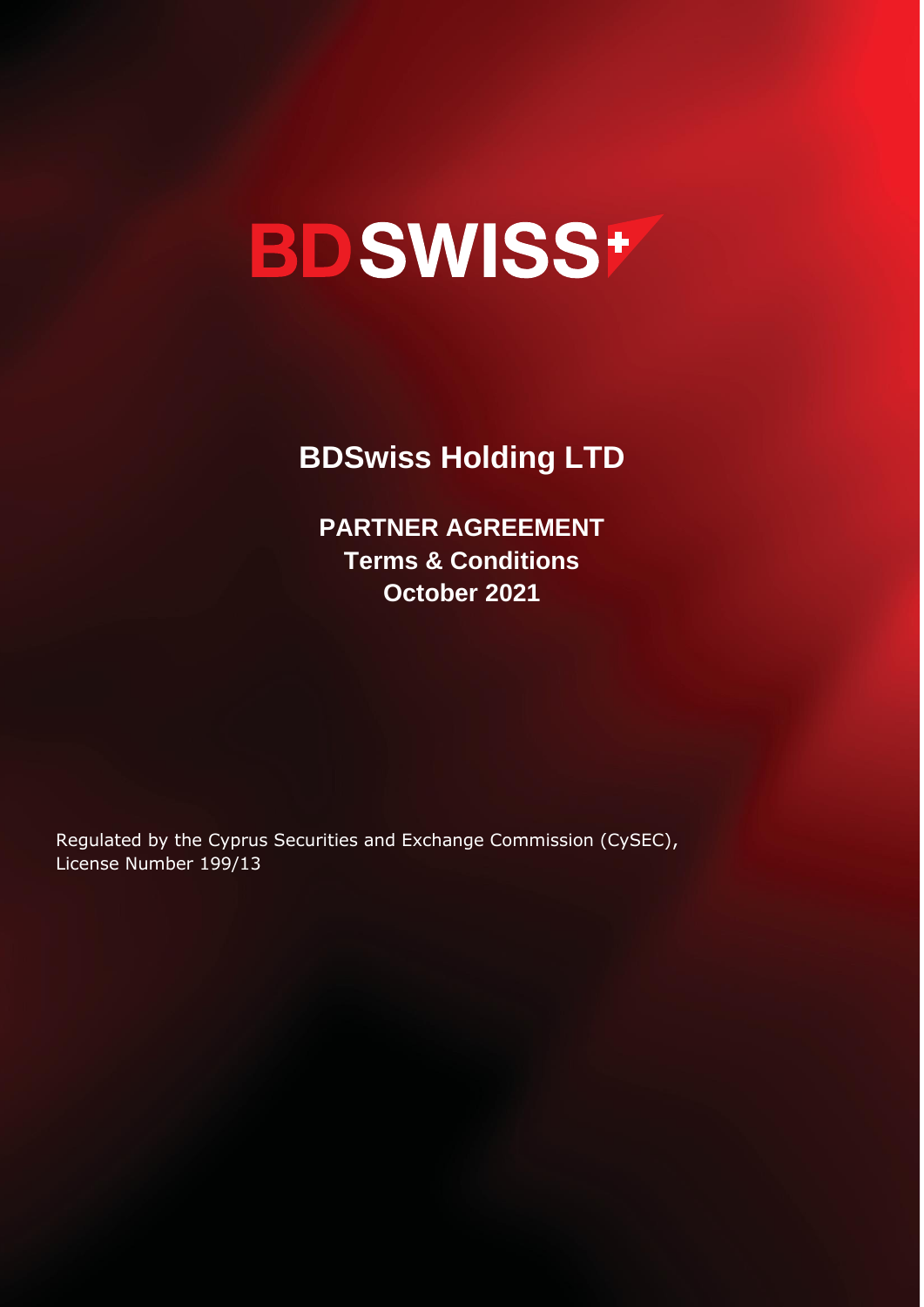# BDSWISS

## BDSwiss Holding LTD

**PARTNER AGREEMENT**
**Terms & Conditions**
**October 2021**

Regulated by the Cyprus Securities and Exchange Commission (CySEC), License Number 199/13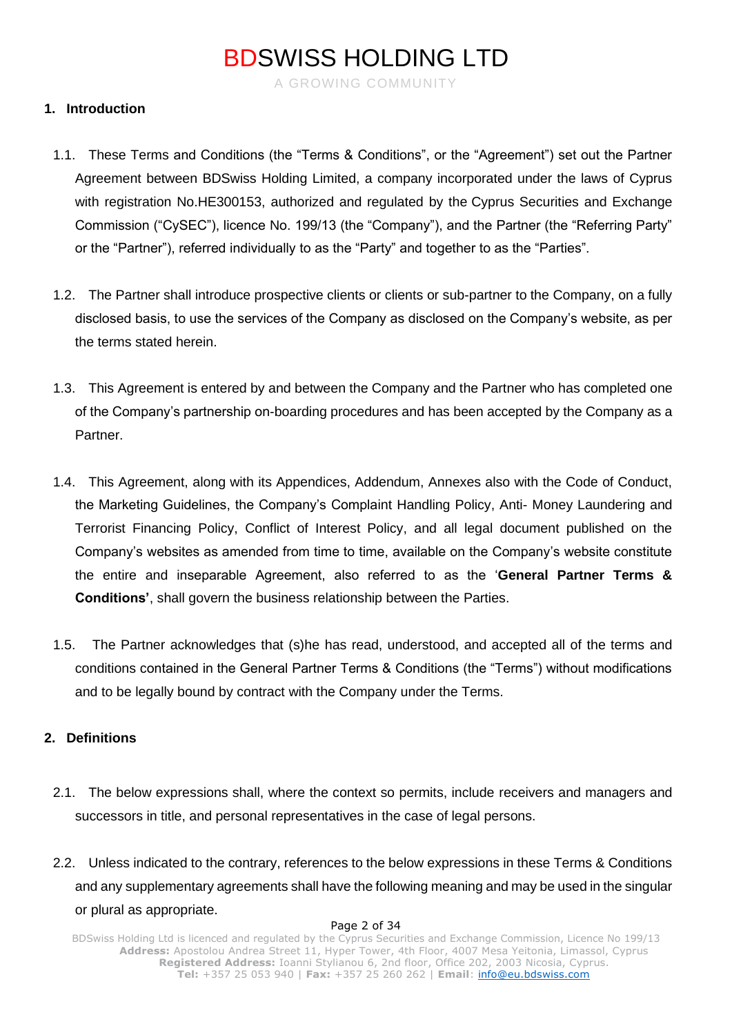## 1. Introduction

1.1. These Terms and Conditions (the "Terms & Conditions", or the "Agreement") set out the Partner Agreement between BDSwiss Holding Limited, a company incorporated under the laws of Cyprus with registration No.HE300153, authorized and regulated by the Cyprus Securities and Exchange Commission ("CySEC"), licence No. 199/13 (the "Company"), and the Partner (the "Referring Party" or the "Partner"), referred individually to as the "Party" and together to as the "Parties".

1.2. The Partner shall introduce prospective clients or clients or sub-partner to the Company, on a fully disclosed basis, to use the services of the Company as disclosed on the Company's website, as per the terms stated herein.

1.3. This Agreement is entered by and between the Company and the Partner who has completed one of the Company's partnership on-boarding procedures and has been accepted by the Company as a Partner.

1.4. This Agreement, along with its Appendices, Addendum, Annexes also with the Code of Conduct, the Marketing Guidelines, the Company's Complaint Handling Policy, Anti- Money Laundering and Terrorist Financing Policy, Conflict of Interest Policy, and all legal document published on the Company's websites as amended from time to time, available on the Company's website constitute the entire and inseparable Agreement, also referred to as the '**General Partner Terms & Conditions'**, shall govern the business relationship between the Parties.

1.5. The Partner acknowledges that (s)he has read, understood, and accepted all of the terms and conditions contained in the General Partner Terms & Conditions (the "Terms") without modifications and to be legally bound by contract with the Company under the Terms.

## 2. Definitions

2.1. The below expressions shall, where the context so permits, include receivers and managers and successors in title, and personal representatives in the case of legal persons.

2.2. Unless indicated to the contrary, references to the below expressions in these Terms & Conditions and any supplementary agreements shall have the following meaning and may be used in the singular or plural as appropriate.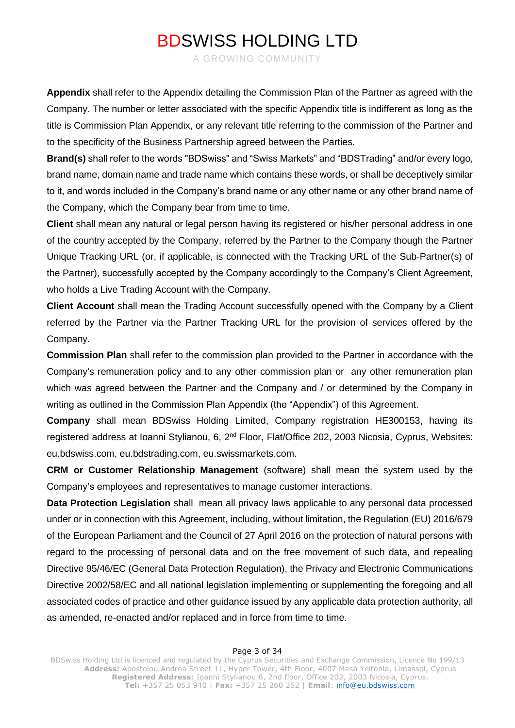**Appendix** shall refer to the Appendix detailing the Commission Plan of the Partner as agreed with the Company. The number or letter associated with the specific Appendix title is indifferent as long as the title is Commission Plan Appendix, or any relevant title referring to the commission of the Partner and to the specificity of the Business Partnership agreed between the Parties.

**Brand(s)** shall refer to the words "BDSwiss" and "Swiss Markets" and "BDSTrading" and/or every logo, brand name, domain name and trade name which contains these words, or shall be deceptively similar to it, and words included in the Company's brand name or any other name or any other brand name of the Company, which the Company bear from time to time.

**Client** shall mean any natural or legal person having its registered or his/her personal address in one of the country accepted by the Company, referred by the Partner to the Company though the Partner Unique Tracking URL (or, if applicable, is connected with the Tracking URL of the Sub-Partner(s) of the Partner), successfully accepted by the Company accordingly to the Company's Client Agreement, who holds a Live Trading Account with the Company.

**Client Account** shall mean the Trading Account successfully opened with the Company by a Client referred by the Partner via the Partner Tracking URL for the provision of services offered by the Company.

**Commission Plan** shall refer to the commission plan provided to the Partner in accordance with the Company's remuneration policy and to any other commission plan or any other remuneration plan which was agreed between the Partner and the Company and / or determined by the Company in writing as outlined in the Commission Plan Appendix (the "Appendix") of this Agreement.

**Company** shall mean BDSwiss Holding Limited, Company registration HE300153, having its registered address at Ioanni Stylianou, 6, 2nd Floor, Flat/Office 202, 2003 Nicosia, Cyprus, Websites: eu.bdswiss.com, eu.bdstrading.com, eu.swissmarkets.com.

**CRM or Customer Relationship Management** (software) shall mean the system used by the Company's employees and representatives to manage customer interactions.

**Data Protection Legislation** shall mean all privacy laws applicable to any personal data processed under or in connection with this Agreement, including, without limitation, the Regulation (EU) 2016/679 of the European Parliament and the Council of 27 April 2016 on the protection of natural persons with regard to the processing of personal data and on the free movement of such data, and repealing Directive 95/46/EC (General Data Protection Regulation), the Privacy and Electronic Communications Directive 2002/58/EC and all national legislation implementing or supplementing the foregoing and all associated codes of practice and other guidance issued by any applicable data protection authority, all as amended, re-enacted and/or replaced and in force from time to time.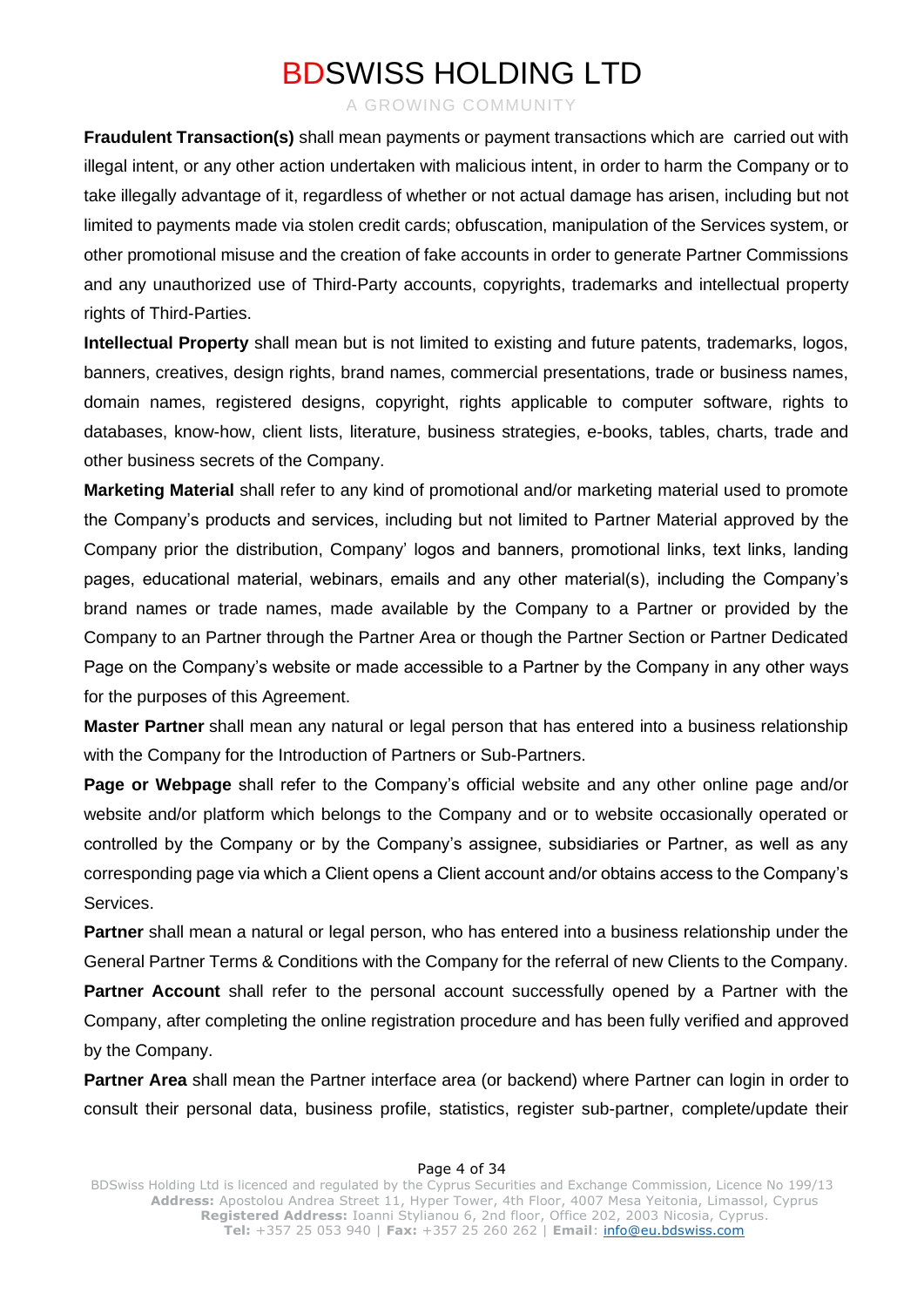**Fraudulent Transaction(s)** shall mean payments or payment transactions which are carried out with illegal intent, or any other action undertaken with malicious intent, in order to harm the Company or to take illegally advantage of it, regardless of whether or not actual damage has arisen, including but not limited to payments made via stolen credit cards; obfuscation, manipulation of the Services system, or other promotional misuse and the creation of fake accounts in order to generate Partner Commissions and any unauthorized use of Third-Party accounts, copyrights, trademarks and intellectual property rights of Third-Parties.

**Intellectual Property** shall mean but is not limited to existing and future patents, trademarks, logos, banners, creatives, design rights, brand names, commercial presentations, trade or business names, domain names, registered designs, copyright, rights applicable to computer software, rights to databases, know-how, client lists, literature, business strategies, e-books, tables, charts, trade and other business secrets of the Company.

**Marketing Material** shall refer to any kind of promotional and/or marketing material used to promote the Company's products and services, including but not limited to Partner Material approved by the Company prior the distribution, Company' logos and banners, promotional links, text links, landing pages, educational material, webinars, emails and any other material(s), including the Company's brand names or trade names, made available by the Company to a Partner or provided by the Company to an Partner through the Partner Area or though the Partner Section or Partner Dedicated Page on the Company's website or made accessible to a Partner by the Company in any other ways for the purposes of this Agreement.

**Master Partner** shall mean any natural or legal person that has entered into a business relationship with the Company for the Introduction of Partners or Sub-Partners.

**Page or Webpage** shall refer to the Company's official website and any other online page and/or website and/or platform which belongs to the Company and or to website occasionally operated or controlled by the Company or by the Company's assignee, subsidiaries or Partner, as well as any corresponding page via which a Client opens a Client account and/or obtains access to the Company's Services.

**Partner** shall mean a natural or legal person, who has entered into a business relationship under the General Partner Terms & Conditions with the Company for the referral of new Clients to the Company.

**Partner Account** shall refer to the personal account successfully opened by a Partner with the Company, after completing the online registration procedure and has been fully verified and approved by the Company.

**Partner Area** shall mean the Partner interface area (or backend) where Partner can login in order to consult their personal data, business profile, statistics, register sub-partner, complete/update their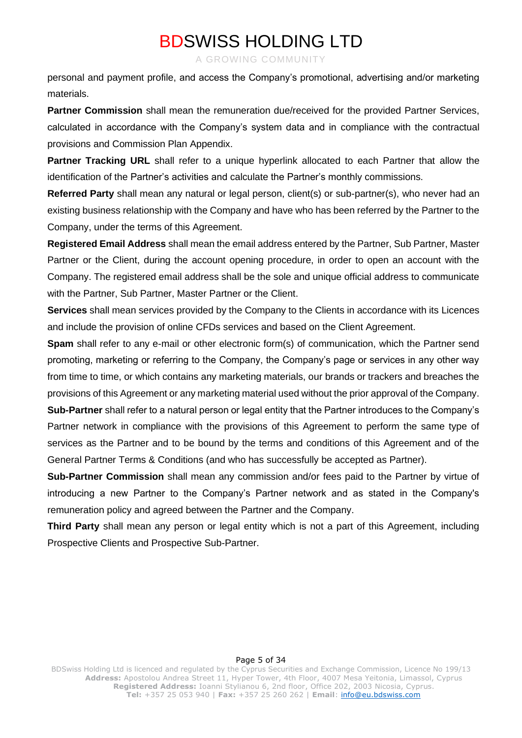personal and payment profile, and access the Company's promotional, advertising and/or marketing materials.

**Partner Commission** shall mean the remuneration due/received for the provided Partner Services, calculated in accordance with the Company's system data and in compliance with the contractual provisions and Commission Plan Appendix.

**Partner Tracking URL** shall refer to a unique hyperlink allocated to each Partner that allow the identification of the Partner's activities and calculate the Partner's monthly commissions.

**Referred Party** shall mean any natural or legal person, client(s) or sub-partner(s), who never had an existing business relationship with the Company and have who has been referred by the Partner to the Company, under the terms of this Agreement.

**Registered Email Address** shall mean the email address entered by the Partner, Sub Partner, Master Partner or the Client, during the account opening procedure, in order to open an account with the Company. The registered email address shall be the sole and unique official address to communicate with the Partner, Sub Partner, Master Partner or the Client.

**Services** shall mean services provided by the Company to the Clients in accordance with its Licences and include the provision of online CFDs services and based on the Client Agreement.

**Spam** shall refer to any e-mail or other electronic form(s) of communication, which the Partner send promoting, marketing or referring to the Company, the Company's page or services in any other way from time to time, or which contains any marketing materials, our brands or trackers and breaches the provisions of this Agreement or any marketing material used without the prior approval of the Company.

**Sub-Partner** shall refer to a natural person or legal entity that the Partner introduces to the Company's Partner network in compliance with the provisions of this Agreement to perform the same type of services as the Partner and to be bound by the terms and conditions of this Agreement and of the General Partner Terms & Conditions (and who has successfully be accepted as Partner).

**Sub-Partner Commission** shall mean any commission and/or fees paid to the Partner by virtue of introducing a new Partner to the Company's Partner network and as stated in the Company's remuneration policy and agreed between the Partner and the Company.

**Third Party** shall mean any person or legal entity which is not a part of this Agreement, including Prospective Clients and Prospective Sub-Partner.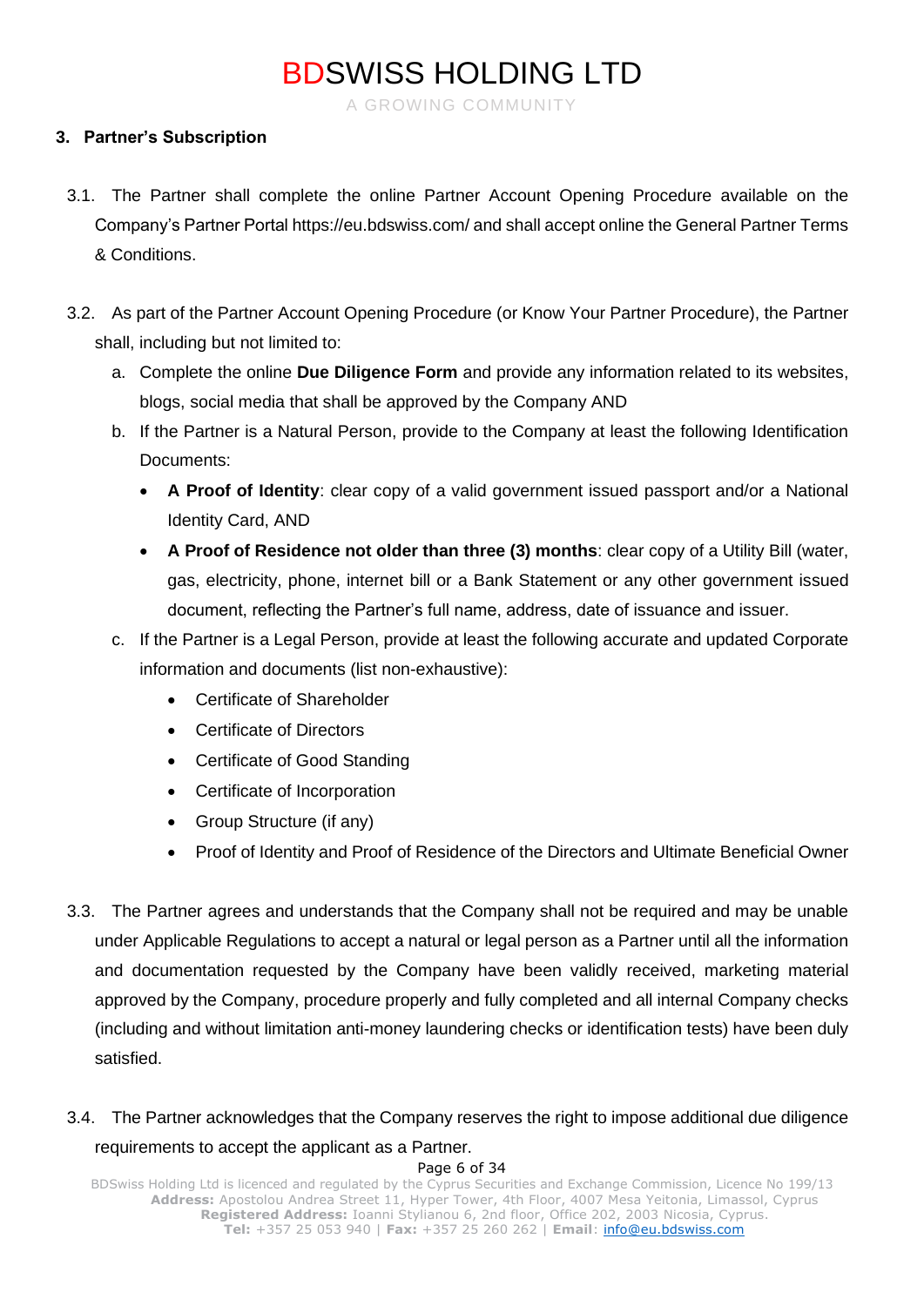## 3. Partner's Subscription

3.1. The Partner shall complete the online Partner Account Opening Procedure available on the Company's Partner Portal https://eu.bdswiss.com/ and shall accept online the General Partner Terms & Conditions.

3.2. As part of the Partner Account Opening Procedure (or Know Your Partner Procedure), the Partner shall, including but not limited to:

a. Complete the online **Due Diligence Form** and provide any information related to its websites, blogs, social media that shall be approved by the Company AND

b. If the Partner is a Natural Person, provide to the Company at least the following Identification Documents:

- **A Proof of Identity**: clear copy of a valid government issued passport and/or a National Identity Card, AND
- **A Proof of Residence not older than three (3) months**: clear copy of a Utility Bill (water, gas, electricity, phone, internet bill or a Bank Statement or any other government issued document, reflecting the Partner's full name, address, date of issuance and issuer.

c. If the Partner is a Legal Person, provide at least the following accurate and updated Corporate information and documents (list non-exhaustive):

- Certificate of Shareholder
- Certificate of Directors
- Certificate of Good Standing
- Certificate of Incorporation
- Group Structure (if any)
- Proof of Identity and Proof of Residence of the Directors and Ultimate Beneficial Owner

3.3. The Partner agrees and understands that the Company shall not be required and may be unable under Applicable Regulations to accept a natural or legal person as a Partner until all the information and documentation requested by the Company have been validly received, marketing material approved by the Company, procedure properly and fully completed and all internal Company checks (including and without limitation anti-money laundering checks or identification tests) have been duly satisfied.

3.4. The Partner acknowledges that the Company reserves the right to impose additional due diligence requirements to accept the applicant as a Partner.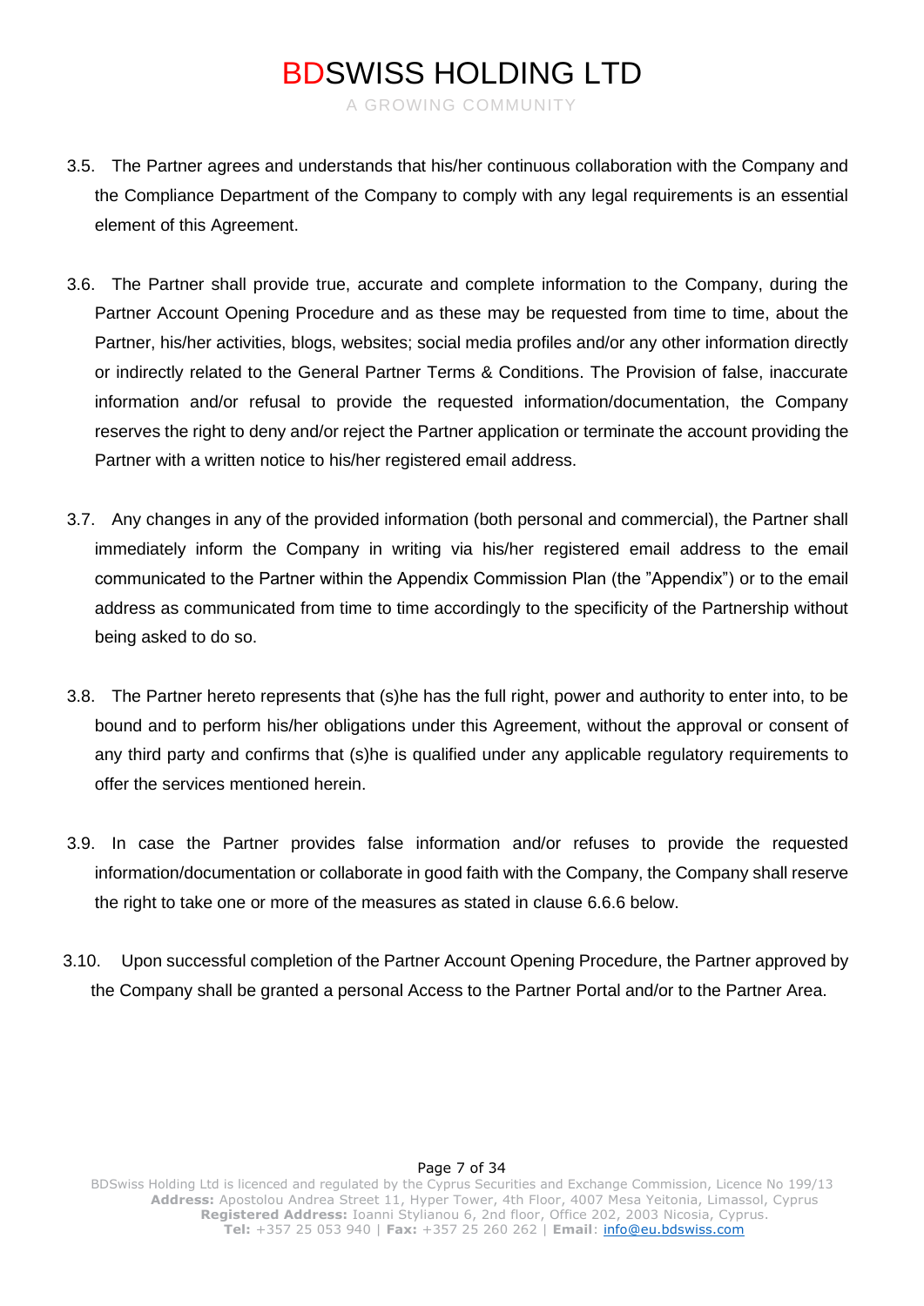3.5. The Partner agrees and understands that his/her continuous collaboration with the Company and the Compliance Department of the Company to comply with any legal requirements is an essential element of this Agreement.

3.6. The Partner shall provide true, accurate and complete information to the Company, during the Partner Account Opening Procedure and as these may be requested from time to time, about the Partner, his/her activities, blogs, websites; social media profiles and/or any other information directly or indirectly related to the General Partner Terms & Conditions. The Provision of false, inaccurate information and/or refusal to provide the requested information/documentation, the Company reserves the right to deny and/or reject the Partner application or terminate the account providing the Partner with a written notice to his/her registered email address.

3.7. Any changes in any of the provided information (both personal and commercial), the Partner shall immediately inform the Company in writing via his/her registered email address to the email communicated to the Partner within the Appendix Commission Plan (the "Appendix") or to the email address as communicated from time to time accordingly to the specificity of the Partnership without being asked to do so.

3.8. The Partner hereto represents that (s)he has the full right, power and authority to enter into, to be bound and to perform his/her obligations under this Agreement, without the approval or consent of any third party and confirms that (s)he is qualified under any applicable regulatory requirements to offer the services mentioned herein.

3.9. In case the Partner provides false information and/or refuses to provide the requested information/documentation or collaborate in good faith with the Company, the Company shall reserve the right to take one or more of the measures as stated in clause 6.6.6 below.

3.10. Upon successful completion of the Partner Account Opening Procedure, the Partner approved by the Company shall be granted a personal Access to the Partner Portal and/or to the Partner Area.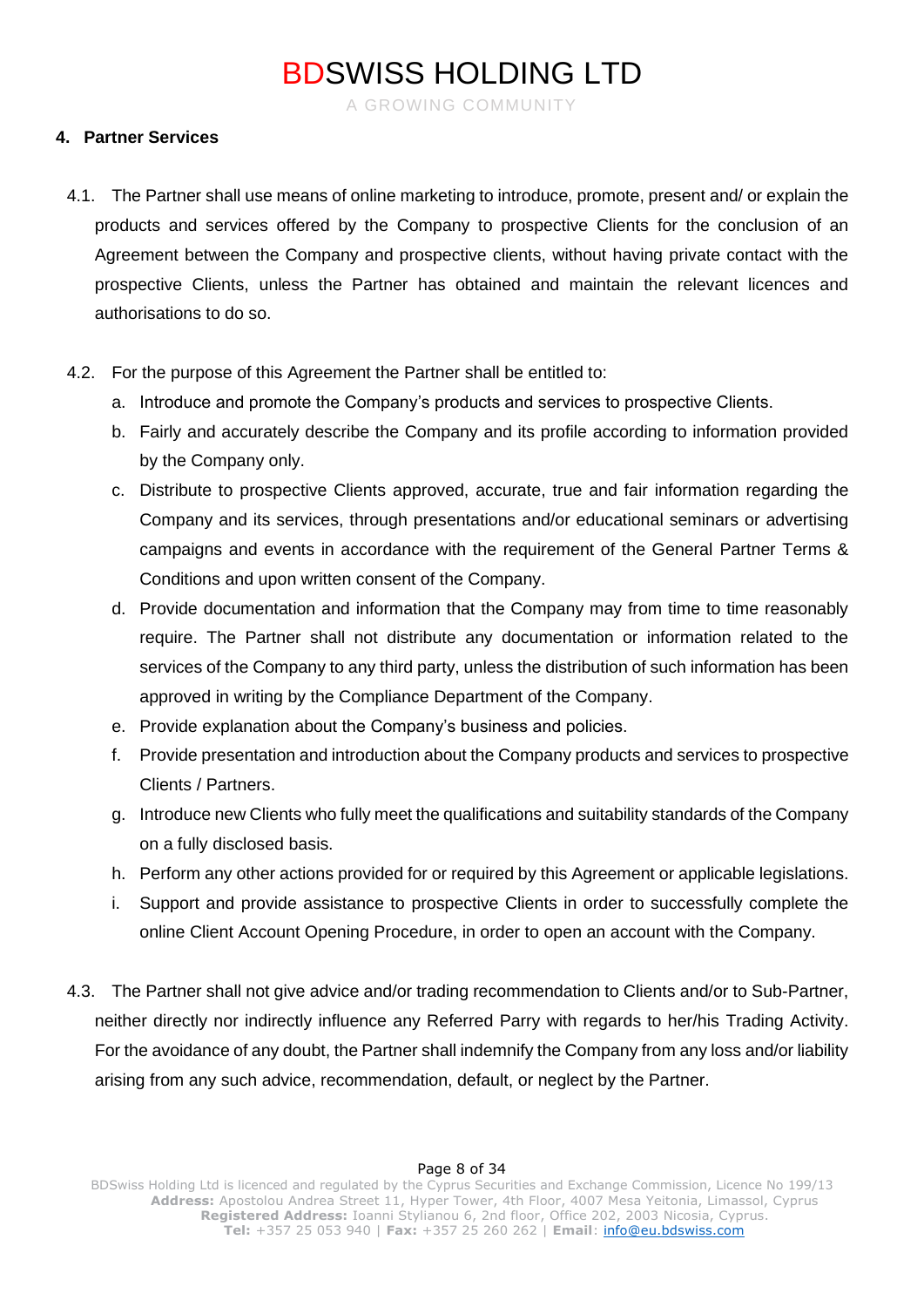## 4. Partner Services

4.1. The Partner shall use means of online marketing to introduce, promote, present and/ or explain the products and services offered by the Company to prospective Clients for the conclusion of an Agreement between the Company and prospective clients, without having private contact with the prospective Clients, unless the Partner has obtained and maintain the relevant licences and authorisations to do so.

4.2. For the purpose of this Agreement the Partner shall be entitled to:

a. Introduce and promote the Company's products and services to prospective Clients.
b. Fairly and accurately describe the Company and its profile according to information provided by the Company only.
c. Distribute to prospective Clients approved, accurate, true and fair information regarding the Company and its services, through presentations and/or educational seminars or advertising campaigns and events in accordance with the requirement of the General Partner Terms & Conditions and upon written consent of the Company.
d. Provide documentation and information that the Company may from time to time reasonably require. The Partner shall not distribute any documentation or information related to the services of the Company to any third party, unless the distribution of such information has been approved in writing by the Compliance Department of the Company.
e. Provide explanation about the Company's business and policies.
f. Provide presentation and introduction about the Company products and services to prospective Clients / Partners.
g. Introduce new Clients who fully meet the qualifications and suitability standards of the Company on a fully disclosed basis.
h. Perform any other actions provided for or required by this Agreement or applicable legislations.
i. Support and provide assistance to prospective Clients in order to successfully complete the online Client Account Opening Procedure, in order to open an account with the Company.

4.3. The Partner shall not give advice and/or trading recommendation to Clients and/or to Sub-Partner, neither directly nor indirectly influence any Referred Parry with regards to her/his Trading Activity. For the avoidance of any doubt, the Partner shall indemnify the Company from any loss and/or liability arising from any such advice, recommendation, default, or neglect by the Partner.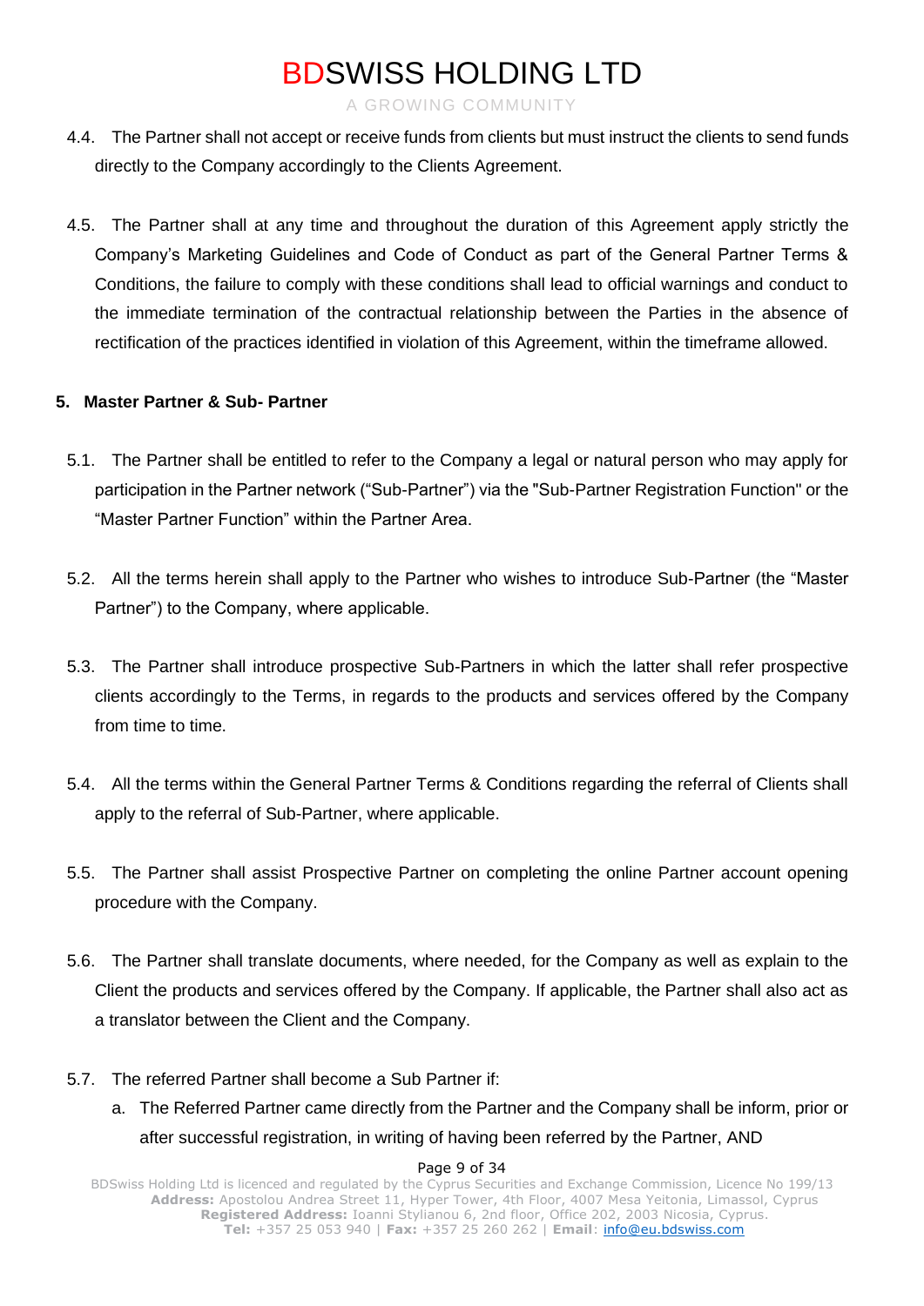4.4. The Partner shall not accept or receive funds from clients but must instruct the clients to send funds directly to the Company accordingly to the Clients Agreement.

4.5. The Partner shall at any time and throughout the duration of this Agreement apply strictly the Company's Marketing Guidelines and Code of Conduct as part of the General Partner Terms & Conditions, the failure to comply with these conditions shall lead to official warnings and conduct to the immediate termination of the contractual relationship between the Parties in the absence of rectification of the practices identified in violation of this Agreement, within the timeframe allowed.

**5. Master Partner & Sub- Partner**

5.1. The Partner shall be entitled to refer to the Company a legal or natural person who may apply for participation in the Partner network ("Sub-Partner") via the "Sub-Partner Registration Function" or the "Master Partner Function" within the Partner Area.

5.2. All the terms herein shall apply to the Partner who wishes to introduce Sub-Partner (the "Master Partner") to the Company, where applicable.

5.3. The Partner shall introduce prospective Sub-Partners in which the latter shall refer prospective clients accordingly to the Terms, in regards to the products and services offered by the Company from time to time.

5.4. All the terms within the General Partner Terms & Conditions regarding the referral of Clients shall apply to the referral of Sub-Partner, where applicable.

5.5. The Partner shall assist Prospective Partner on completing the online Partner account opening procedure with the Company.

5.6. The Partner shall translate documents, where needed, for the Company as well as explain to the Client the products and services offered by the Company. If applicable, the Partner shall also act as a translator between the Client and the Company.

5.7. The referred Partner shall become a Sub Partner if:

a. The Referred Partner came directly from the Partner and the Company shall be inform, prior or after successful registration, in writing of having been referred by the Partner, AND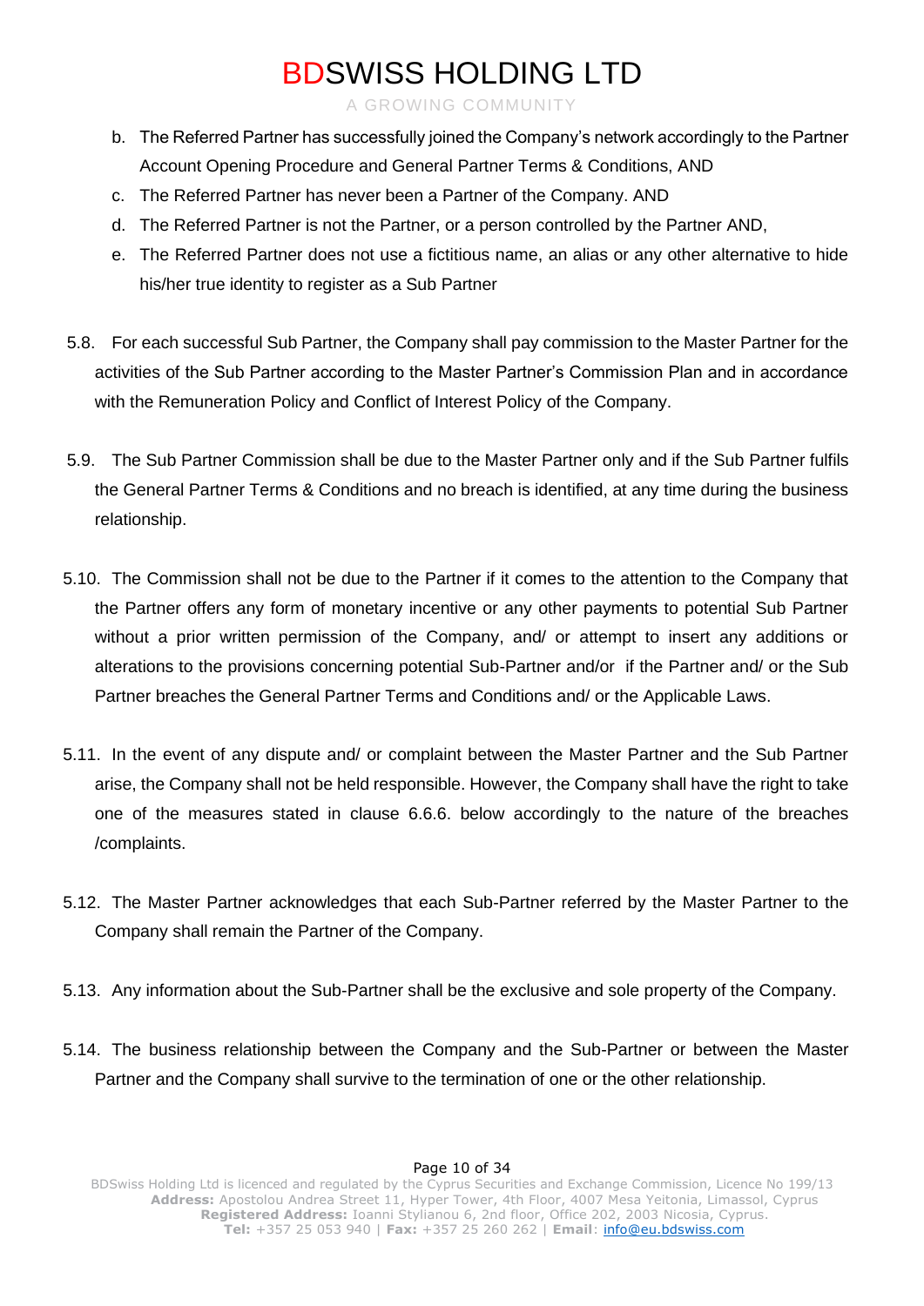b. The Referred Partner has successfully joined the Company's network accordingly to the Partner Account Opening Procedure and General Partner Terms & Conditions, AND

c. The Referred Partner has never been a Partner of the Company. AND

d. The Referred Partner is not the Partner, or a person controlled by the Partner AND,

e. The Referred Partner does not use a fictitious name, an alias or any other alternative to hide his/her true identity to register as a Sub Partner

5.8. For each successful Sub Partner, the Company shall pay commission to the Master Partner for the activities of the Sub Partner according to the Master Partner's Commission Plan and in accordance with the Remuneration Policy and Conflict of Interest Policy of the Company.

5.9. The Sub Partner Commission shall be due to the Master Partner only and if the Sub Partner fulfils the General Partner Terms & Conditions and no breach is identified, at any time during the business relationship.

5.10. The Commission shall not be due to the Partner if it comes to the attention to the Company that the Partner offers any form of monetary incentive or any other payments to potential Sub Partner without a prior written permission of the Company, and/ or attempt to insert any additions or alterations to the provisions concerning potential Sub-Partner and/or if the Partner and/ or the Sub Partner breaches the General Partner Terms and Conditions and/ or the Applicable Laws.

5.11. In the event of any dispute and/ or complaint between the Master Partner and the Sub Partner arise, the Company shall not be held responsible. However, the Company shall have the right to take one of the measures stated in clause 6.6.6. below accordingly to the nature of the breaches /complaints.

5.12. The Master Partner acknowledges that each Sub-Partner referred by the Master Partner to the Company shall remain the Partner of the Company.

5.13. Any information about the Sub-Partner shall be the exclusive and sole property of the Company.

5.14. The business relationship between the Company and the Sub-Partner or between the Master Partner and the Company shall survive to the termination of one or the other relationship.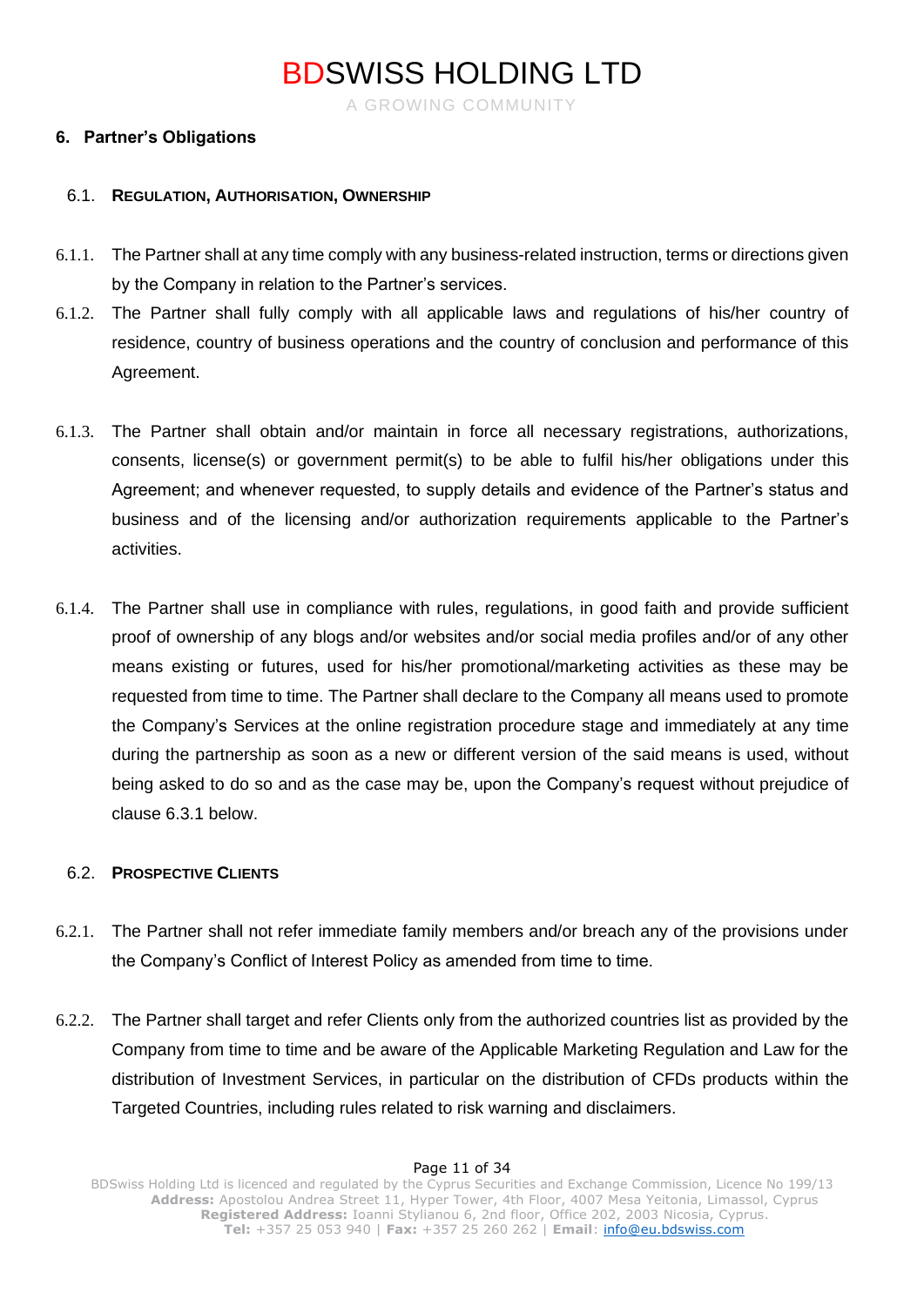## 6. Partner's Obligations

### 6.1. Regulation, Authorisation, Ownership

6.1.1. The Partner shall at any time comply with any business-related instruction, terms or directions given by the Company in relation to the Partner's services.

6.1.2. The Partner shall fully comply with all applicable laws and regulations of his/her country of residence, country of business operations and the country of conclusion and performance of this Agreement.

6.1.3. The Partner shall obtain and/or maintain in force all necessary registrations, authorizations, consents, license(s) or government permit(s) to be able to fulfil his/her obligations under this Agreement; and whenever requested, to supply details and evidence of the Partner's status and business and of the licensing and/or authorization requirements applicable to the Partner's activities.

6.1.4. The Partner shall use in compliance with rules, regulations, in good faith and provide sufficient proof of ownership of any blogs and/or websites and/or social media profiles and/or of any other means existing or futures, used for his/her promotional/marketing activities as these may be requested from time to time. The Partner shall declare to the Company all means used to promote the Company's Services at the online registration procedure stage and immediately at any time during the partnership as soon as a new or different version of the said means is used, without being asked to do so and as the case may be, upon the Company's request without prejudice of clause 6.3.1 below.

### 6.2. Prospective Clients

6.2.1. The Partner shall not refer immediate family members and/or breach any of the provisions under the Company's Conflict of Interest Policy as amended from time to time.

6.2.2. The Partner shall target and refer Clients only from the authorized countries list as provided by the Company from time to time and be aware of the Applicable Marketing Regulation and Law for the distribution of Investment Services, in particular on the distribution of CFDs products within the Targeted Countries, including rules related to risk warning and disclaimers.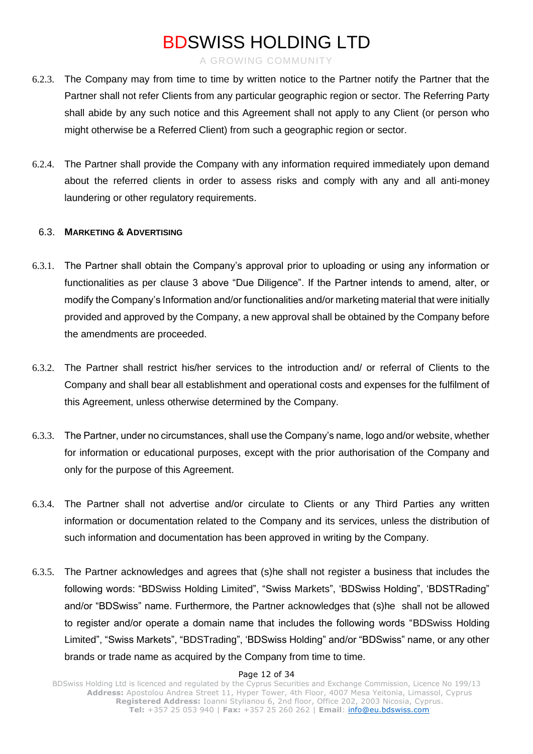6.2.3. The Company may from time to time by written notice to the Partner notify the Partner that the Partner shall not refer Clients from any particular geographic region or sector. The Referring Party shall abide by any such notice and this Agreement shall not apply to any Client (or person who might otherwise be a Referred Client) from such a geographic region or sector.

6.2.4. The Partner shall provide the Company with any information required immediately upon demand about the referred clients in order to assess risks and comply with any and all anti-money laundering or other regulatory requirements.

### 6.3. MARKETING & ADVERTISING

6.3.1. The Partner shall obtain the Company's approval prior to uploading or using any information or functionalities as per clause 3 above "Due Diligence". If the Partner intends to amend, alter, or modify the Company's Information and/or functionalities and/or marketing material that were initially provided and approved by the Company, a new approval shall be obtained by the Company before the amendments are proceeded.

6.3.2. The Partner shall restrict his/her services to the introduction and/ or referral of Clients to the Company and shall bear all establishment and operational costs and expenses for the fulfilment of this Agreement, unless otherwise determined by the Company.

6.3.3. The Partner, under no circumstances, shall use the Company's name, logo and/or website, whether for information or educational purposes, except with the prior authorisation of the Company and only for the purpose of this Agreement.

6.3.4. The Partner shall not advertise and/or circulate to Clients or any Third Parties any written information or documentation related to the Company and its services, unless the distribution of such information and documentation has been approved in writing by the Company.

6.3.5. The Partner acknowledges and agrees that (s)he shall not register a business that includes the following words: "BDSwiss Holding Limited", "Swiss Markets", 'BDSwiss Holding', 'BDSTRading" and/or "BDSwiss" name. Furthermore, the Partner acknowledges that (s)he shall not be allowed to register and/or operate a domain name that includes the following words "BDSwiss Holding Limited", "Swiss Markets", "BDSTrading", 'BDSwiss Holding" and/or "BDSwiss" name, or any other brands or trade name as acquired by the Company from time to time.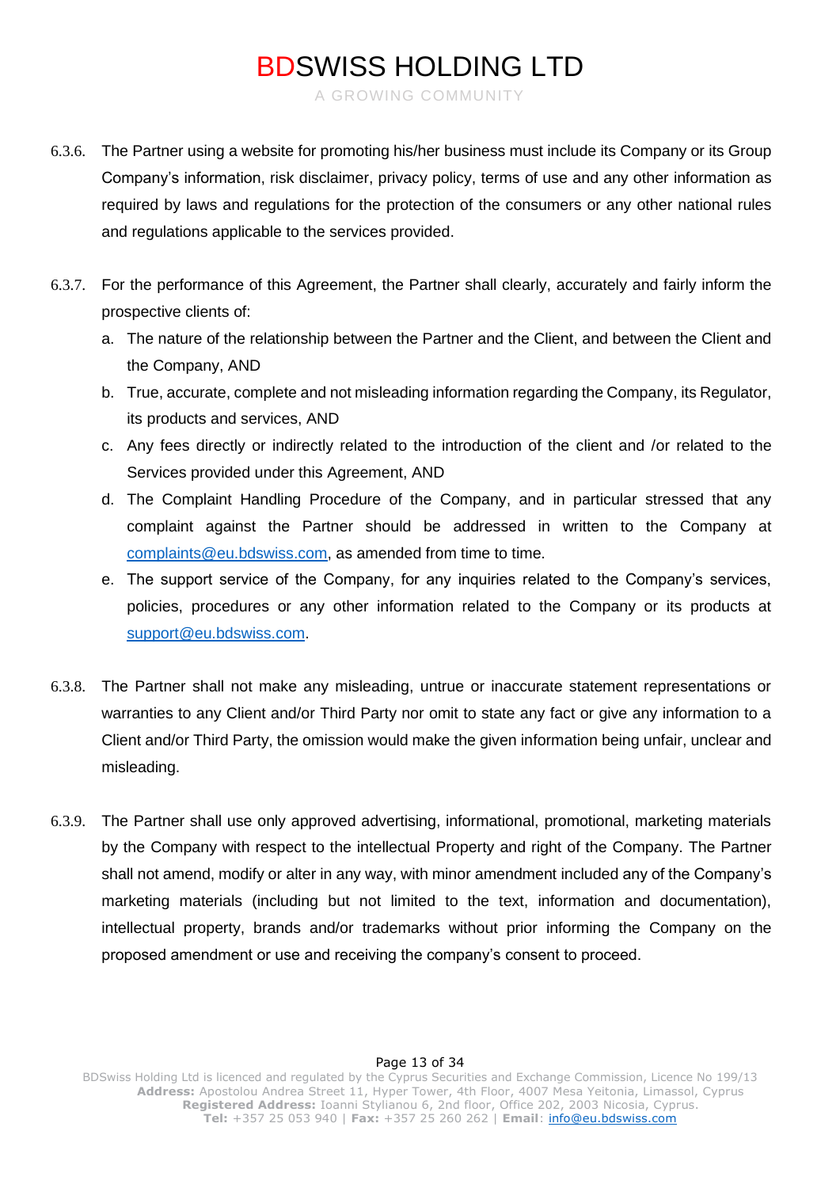6.3.6. The Partner using a website for promoting his/her business must include its Company or its Group Company's information, risk disclaimer, privacy policy, terms of use and any other information as required by laws and regulations for the protection of the consumers or any other national rules and regulations applicable to the services provided.

6.3.7. For the performance of this Agreement, the Partner shall clearly, accurately and fairly inform the prospective clients of:

a. The nature of the relationship between the Partner and the Client, and between the Client and the Company, AND
b. True, accurate, complete and not misleading information regarding the Company, its Regulator, its products and services, AND
c. Any fees directly or indirectly related to the introduction of the client and /or related to the Services provided under this Agreement, AND
d. The Complaint Handling Procedure of the Company, and in particular stressed that any complaint against the Partner should be addressed in written to the Company at complaints@eu.bdswiss.com, as amended from time to time.
e. The support service of the Company, for any inquiries related to the Company's services, policies, procedures or any other information related to the Company or its products at support@eu.bdswiss.com.

6.3.8. The Partner shall not make any misleading, untrue or inaccurate statement representations or warranties to any Client and/or Third Party nor omit to state any fact or give any information to a Client and/or Third Party, the omission would make the given information being unfair, unclear and misleading.

6.3.9. The Partner shall use only approved advertising, informational, promotional, marketing materials by the Company with respect to the intellectual Property and right of the Company. The Partner shall not amend, modify or alter in any way, with minor amendment included any of the Company's marketing materials (including but not limited to the text, information and documentation), intellectual property, brands and/or trademarks without prior informing the Company on the proposed amendment or use and receiving the company's consent to proceed.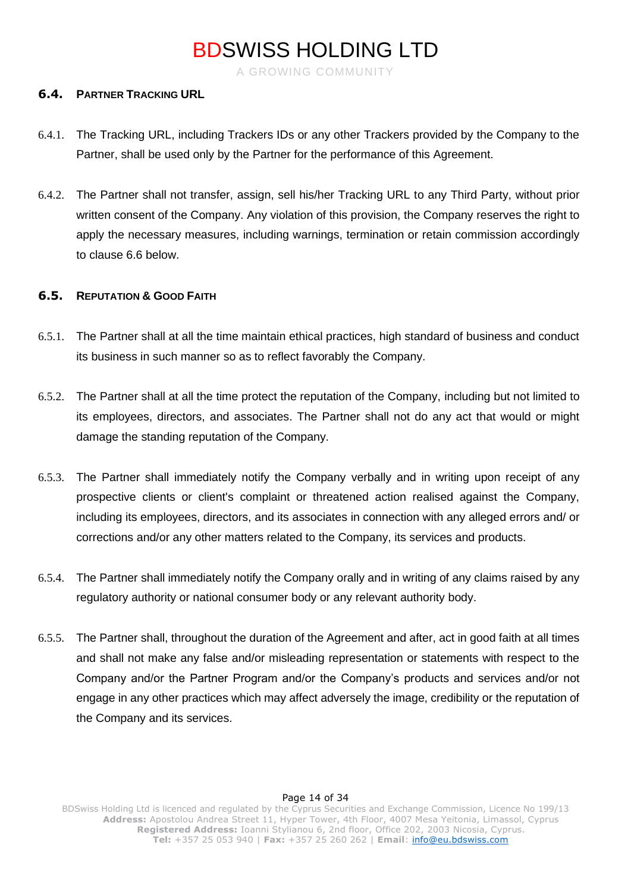### 6.4. PARTNER TRACKING URL

6.4.1. The Tracking URL, including Trackers IDs or any other Trackers provided by the Company to the Partner, shall be used only by the Partner for the performance of this Agreement.

6.4.2. The Partner shall not transfer, assign, sell his/her Tracking URL to any Third Party, without prior written consent of the Company. Any violation of this provision, the Company reserves the right to apply the necessary measures, including warnings, termination or retain commission accordingly to clause 6.6 below.

### 6.5. REPUTATION & GOOD FAITH

6.5.1. The Partner shall at all the time maintain ethical practices, high standard of business and conduct its business in such manner so as to reflect favorably the Company.

6.5.2. The Partner shall at all the time protect the reputation of the Company, including but not limited to its employees, directors, and associates. The Partner shall not do any act that would or might damage the standing reputation of the Company.

6.5.3. The Partner shall immediately notify the Company verbally and in writing upon receipt of any prospective clients or client's complaint or threatened action realised against the Company, including its employees, directors, and its associates in connection with any alleged errors and/ or corrections and/or any other matters related to the Company, its services and products.

6.5.4. The Partner shall immediately notify the Company orally and in writing of any claims raised by any regulatory authority or national consumer body or any relevant authority body.

6.5.5. The Partner shall, throughout the duration of the Agreement and after, act in good faith at all times and shall not make any false and/or misleading representation or statements with respect to the Company and/or the Partner Program and/or the Company's products and services and/or not engage in any other practices which may affect adversely the image, credibility or the reputation of the Company and its services.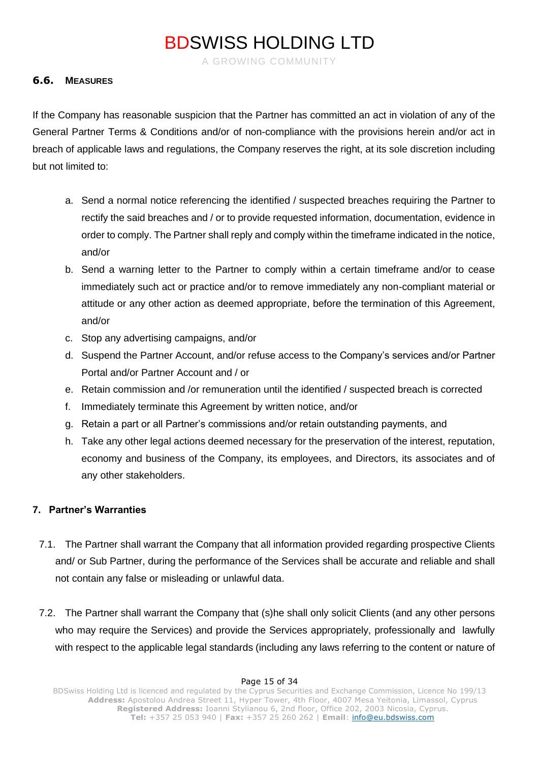### 6.6. Measures

If the Company has reasonable suspicion that the Partner has committed an act in violation of any of the General Partner Terms & Conditions and/or of non-compliance with the provisions herein and/or act in breach of applicable laws and regulations, the Company reserves the right, at its sole discretion including but not limited to:

a. Send a normal notice referencing the identified / suspected breaches requiring the Partner to rectify the said breaches and / or to provide requested information, documentation, evidence in order to comply. The Partner shall reply and comply within the timeframe indicated in the notice, and/or
b. Send a warning letter to the Partner to comply within a certain timeframe and/or to cease immediately such act or practice and/or to remove immediately any non-compliant material or attitude or any other action as deemed appropriate, before the termination of this Agreement, and/or
c. Stop any advertising campaigns, and/or
d. Suspend the Partner Account, and/or refuse access to the Company's services and/or Partner Portal and/or Partner Account and / or
e. Retain commission and /or remuneration until the identified / suspected breach is corrected
f. Immediately terminate this Agreement by written notice, and/or
g. Retain a part or all Partner's commissions and/or retain outstanding payments, and
h. Take any other legal actions deemed necessary for the preservation of the interest, reputation, economy and business of the Company, its employees, and Directors, its associates and of any other stakeholders.

## 7. Partner's Warranties

7.1. The Partner shall warrant the Company that all information provided regarding prospective Clients and/ or Sub Partner, during the performance of the Services shall be accurate and reliable and shall not contain any false or misleading or unlawful data.

7.2. The Partner shall warrant the Company that (s)he shall only solicit Clients (and any other persons who may require the Services) and provide the Services appropriately, professionally and lawfully with respect to the applicable legal standards (including any laws referring to the content or nature of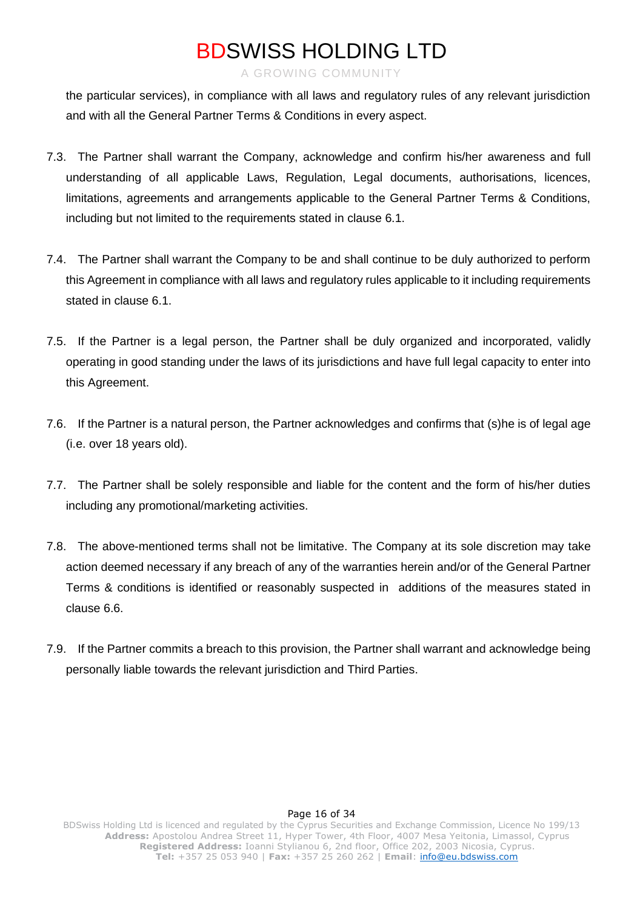the particular services), in compliance with all laws and regulatory rules of any relevant jurisdiction and with all the General Partner Terms & Conditions in every aspect.

7.3. The Partner shall warrant the Company, acknowledge and confirm his/her awareness and full understanding of all applicable Laws, Regulation, Legal documents, authorisations, licences, limitations, agreements and arrangements applicable to the General Partner Terms & Conditions, including but not limited to the requirements stated in clause 6.1.

7.4. The Partner shall warrant the Company to be and shall continue to be duly authorized to perform this Agreement in compliance with all laws and regulatory rules applicable to it including requirements stated in clause 6.1.

7.5. If the Partner is a legal person, the Partner shall be duly organized and incorporated, validly operating in good standing under the laws of its jurisdictions and have full legal capacity to enter into this Agreement.

7.6. If the Partner is a natural person, the Partner acknowledges and confirms that (s)he is of legal age (i.e. over 18 years old).

7.7. The Partner shall be solely responsible and liable for the content and the form of his/her duties including any promotional/marketing activities.

7.8. The above-mentioned terms shall not be limitative. The Company at its sole discretion may take action deemed necessary if any breach of any of the warranties herein and/or of the General Partner Terms & conditions is identified or reasonably suspected in additions of the measures stated in clause 6.6.

7.9. If the Partner commits a breach to this provision, the Partner shall warrant and acknowledge being personally liable towards the relevant jurisdiction and Third Parties.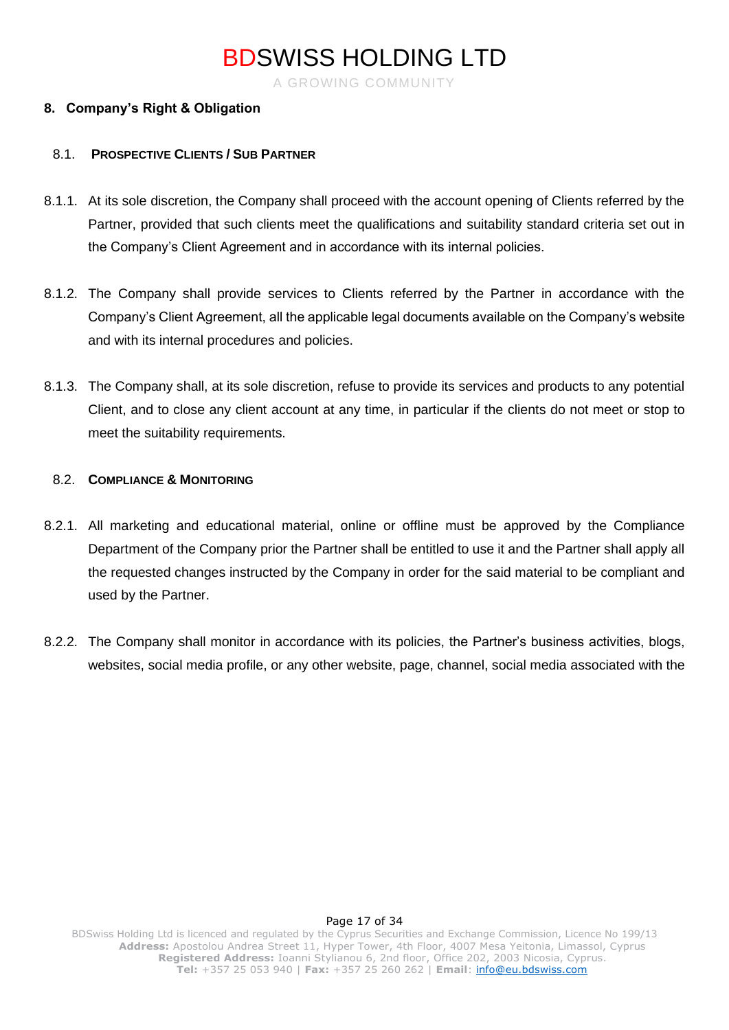## 8. Company's Right & Obligation

### 8.1. Prospective Clients / Sub Partner

8.1.1. At its sole discretion, the Company shall proceed with the account opening of Clients referred by the Partner, provided that such clients meet the qualifications and suitability standard criteria set out in the Company's Client Agreement and in accordance with its internal policies.

8.1.2. The Company shall provide services to Clients referred by the Partner in accordance with the Company's Client Agreement, all the applicable legal documents available on the Company's website and with its internal procedures and policies.

8.1.3. The Company shall, at its sole discretion, refuse to provide its services and products to any potential Client, and to close any client account at any time, in particular if the clients do not meet or stop to meet the suitability requirements.

### 8.2. Compliance & Monitoring

8.2.1. All marketing and educational material, online or offline must be approved by the Compliance Department of the Company prior the Partner shall be entitled to use it and the Partner shall apply all the requested changes instructed by the Company in order for the said material to be compliant and used by the Partner.

8.2.2. The Company shall monitor in accordance with its policies, the Partner's business activities, blogs, websites, social media profile, or any other website, page, channel, social media associated with the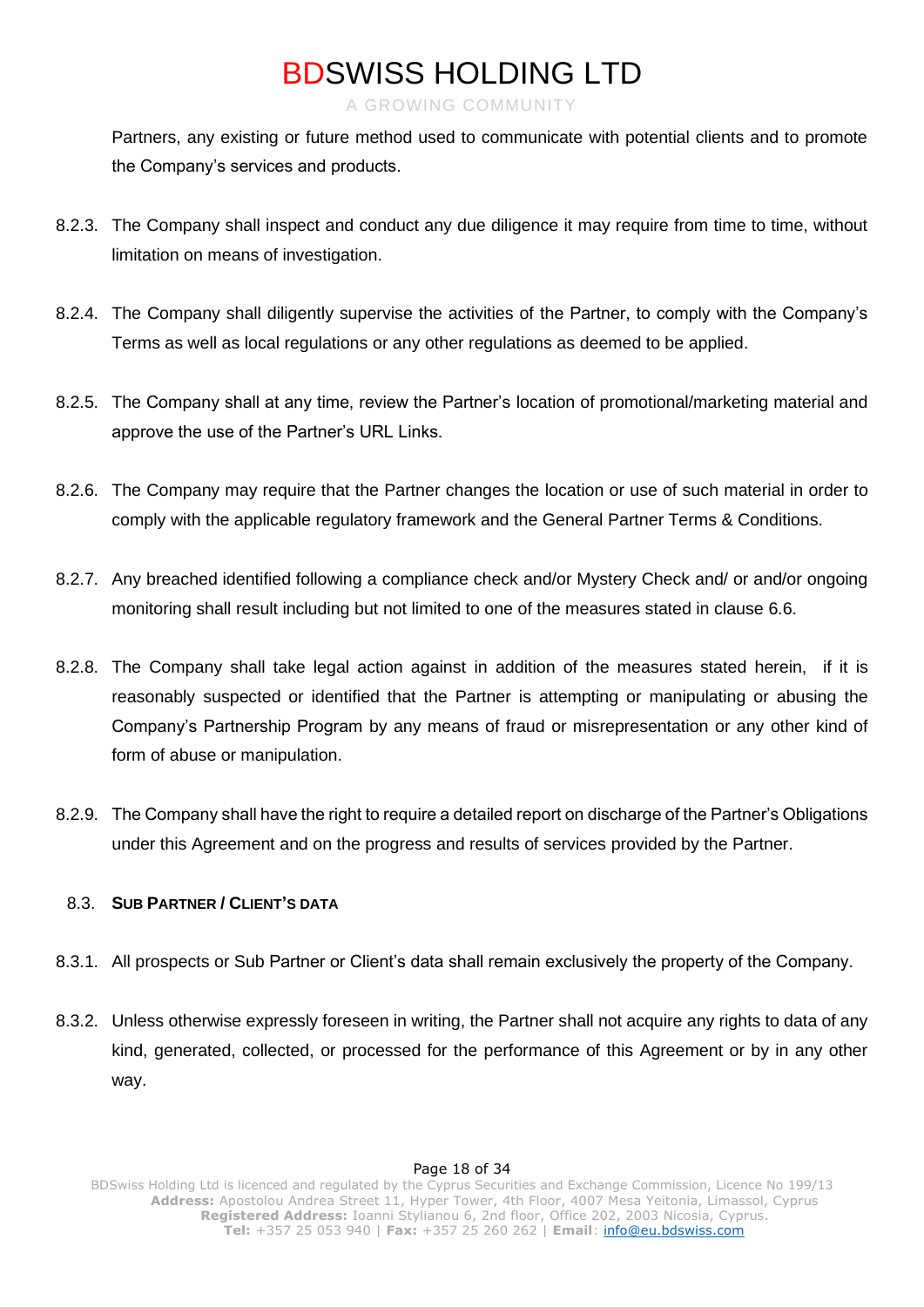Partners, any existing or future method used to communicate with potential clients and to promote the Company's services and products.

8.2.3. The Company shall inspect and conduct any due diligence it may require from time to time, without limitation on means of investigation.

8.2.4. The Company shall diligently supervise the activities of the Partner, to comply with the Company's Terms as well as local regulations or any other regulations as deemed to be applied.

8.2.5. The Company shall at any time, review the Partner's location of promotional/marketing material and approve the use of the Partner's URL Links.

8.2.6. The Company may require that the Partner changes the location or use of such material in order to comply with the applicable regulatory framework and the General Partner Terms & Conditions.

8.2.7. Any breached identified following a compliance check and/or Mystery Check and/ or and/or ongoing monitoring shall result including but not limited to one of the measures stated in clause 6.6.

8.2.8. The Company shall take legal action against in addition of the measures stated herein, if it is reasonably suspected or identified that the Partner is attempting or manipulating or abusing the Company's Partnership Program by any means of fraud or misrepresentation or any other kind of form of abuse or manipulation.

8.2.9. The Company shall have the right to require a detailed report on discharge of the Partner's Obligations under this Agreement and on the progress and results of services provided by the Partner.

### 8.3. Sub Partner / Client's data

8.3.1. All prospects or Sub Partner or Client's data shall remain exclusively the property of the Company.

8.3.2. Unless otherwise expressly foreseen in writing, the Partner shall not acquire any rights to data of any kind, generated, collected, or processed for the performance of this Agreement or by in any other way.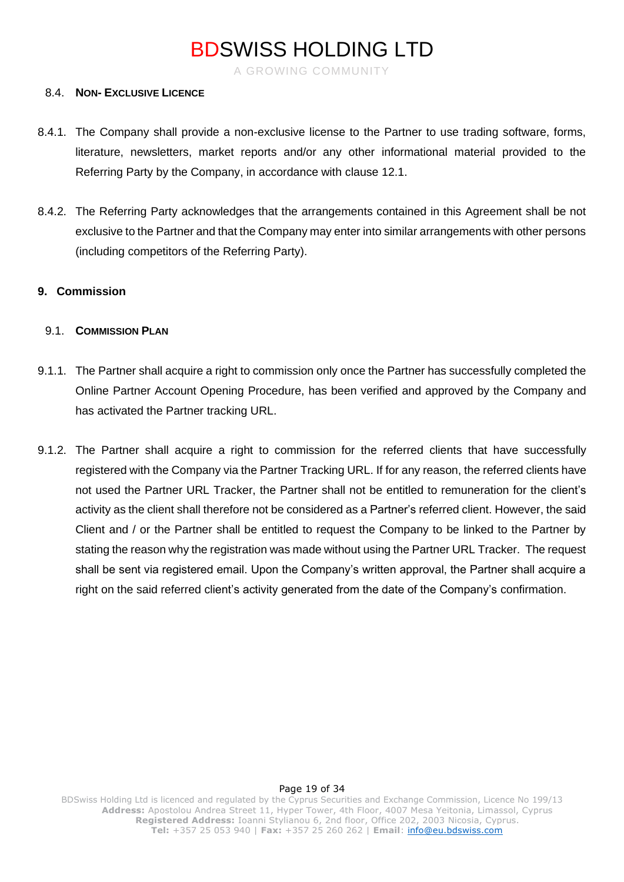### 8.4. Non- Exclusive Licence

8.4.1. The Company shall provide a non-exclusive license to the Partner to use trading software, forms, literature, newsletters, market reports and/or any other informational material provided to the Referring Party by the Company, in accordance with clause 12.1.

8.4.2. The Referring Party acknowledges that the arrangements contained in this Agreement shall be not exclusive to the Partner and that the Company may enter into similar arrangements with other persons (including competitors of the Referring Party).

## 9. Commission

### 9.1. Commission Plan

9.1.1. The Partner shall acquire a right to commission only once the Partner has successfully completed the Online Partner Account Opening Procedure, has been verified and approved by the Company and has activated the Partner tracking URL.

9.1.2. The Partner shall acquire a right to commission for the referred clients that have successfully registered with the Company via the Partner Tracking URL. If for any reason, the referred clients have not used the Partner URL Tracker, the Partner shall not be entitled to remuneration for the client's activity as the client shall therefore not be considered as a Partner's referred client. However, the said Client and / or the Partner shall be entitled to request the Company to be linked to the Partner by stating the reason why the registration was made without using the Partner URL Tracker. The request shall be sent via registered email. Upon the Company's written approval, the Partner shall acquire a right on the said referred client's activity generated from the date of the Company's confirmation.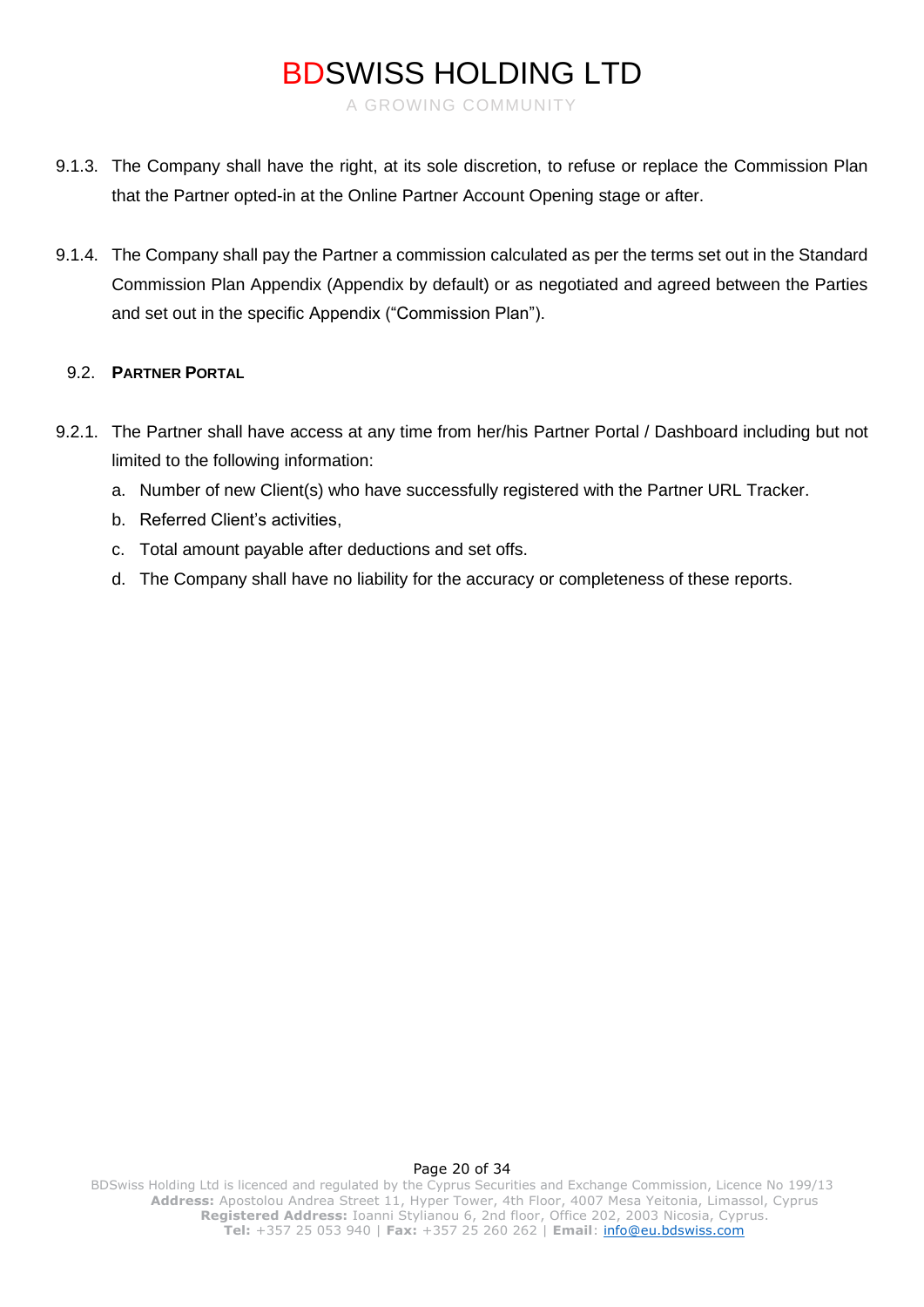9.1.3. The Company shall have the right, at its sole discretion, to refuse or replace the Commission Plan that the Partner opted-in at the Online Partner Account Opening stage or after.

9.1.4. The Company shall pay the Partner a commission calculated as per the terms set out in the Standard Commission Plan Appendix (Appendix by default) or as negotiated and agreed between the Parties and set out in the specific Appendix ("Commission Plan").

### 9.2. PARTNER PORTAL

9.2.1. The Partner shall have access at any time from her/his Partner Portal / Dashboard including but not limited to the following information:

a. Number of new Client(s) who have successfully registered with the Partner URL Tracker.

b. Referred Client's activities,

c. Total amount payable after deductions and set offs.

d. The Company shall have no liability for the accuracy or completeness of these reports.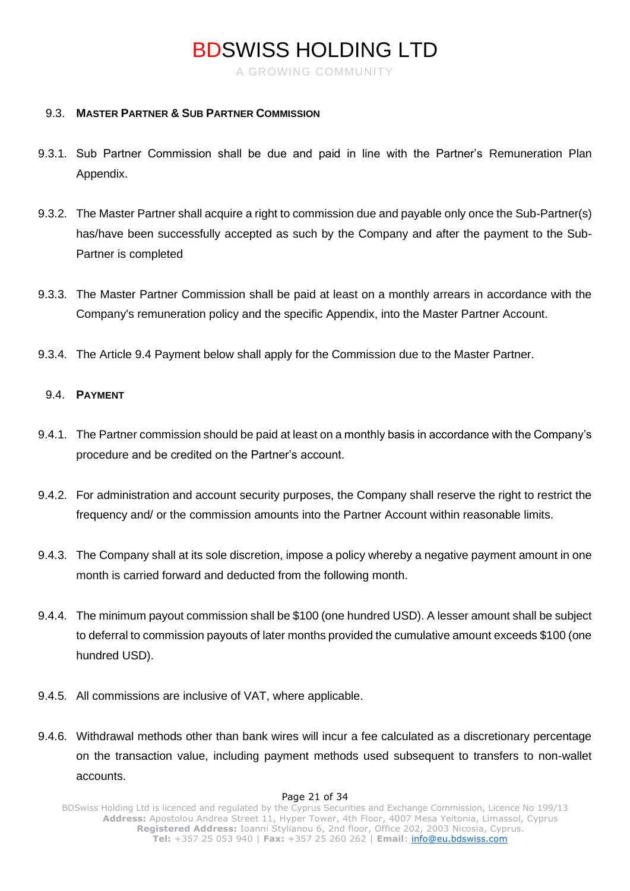### 9.3. **MASTER PARTNER & SUB PARTNER COMMISSION**

9.3.1. Sub Partner Commission shall be due and paid in line with the Partner's Remuneration Plan Appendix.

9.3.2. The Master Partner shall acquire a right to commission due and payable only once the Sub-Partner(s) has/have been successfully accepted as such by the Company and after the payment to the Sub-Partner is completed

9.3.3. The Master Partner Commission shall be paid at least on a monthly arrears in accordance with the Company's remuneration policy and the specific Appendix, into the Master Partner Account.

9.3.4. The Article 9.4 Payment below shall apply for the Commission due to the Master Partner.

### 9.4. **PAYMENT**

9.4.1. The Partner commission should be paid at least on a monthly basis in accordance with the Company's procedure and be credited on the Partner's account.

9.4.2. For administration and account security purposes, the Company shall reserve the right to restrict the frequency and/ or the commission amounts into the Partner Account within reasonable limits.

9.4.3. The Company shall at its sole discretion, impose a policy whereby a negative payment amount in one month is carried forward and deducted from the following month.

9.4.4. The minimum payout commission shall be $100 (one hundred USD). A lesser amount shall be subject to deferral to commission payouts of later months provided the cumulative amount exceeds $100 (one hundred USD).

9.4.5. All commissions are inclusive of VAT, where applicable.

9.4.6. Withdrawal methods other than bank wires will incur a fee calculated as a discretionary percentage on the transaction value, including payment methods used subsequent to transfers to non-wallet accounts.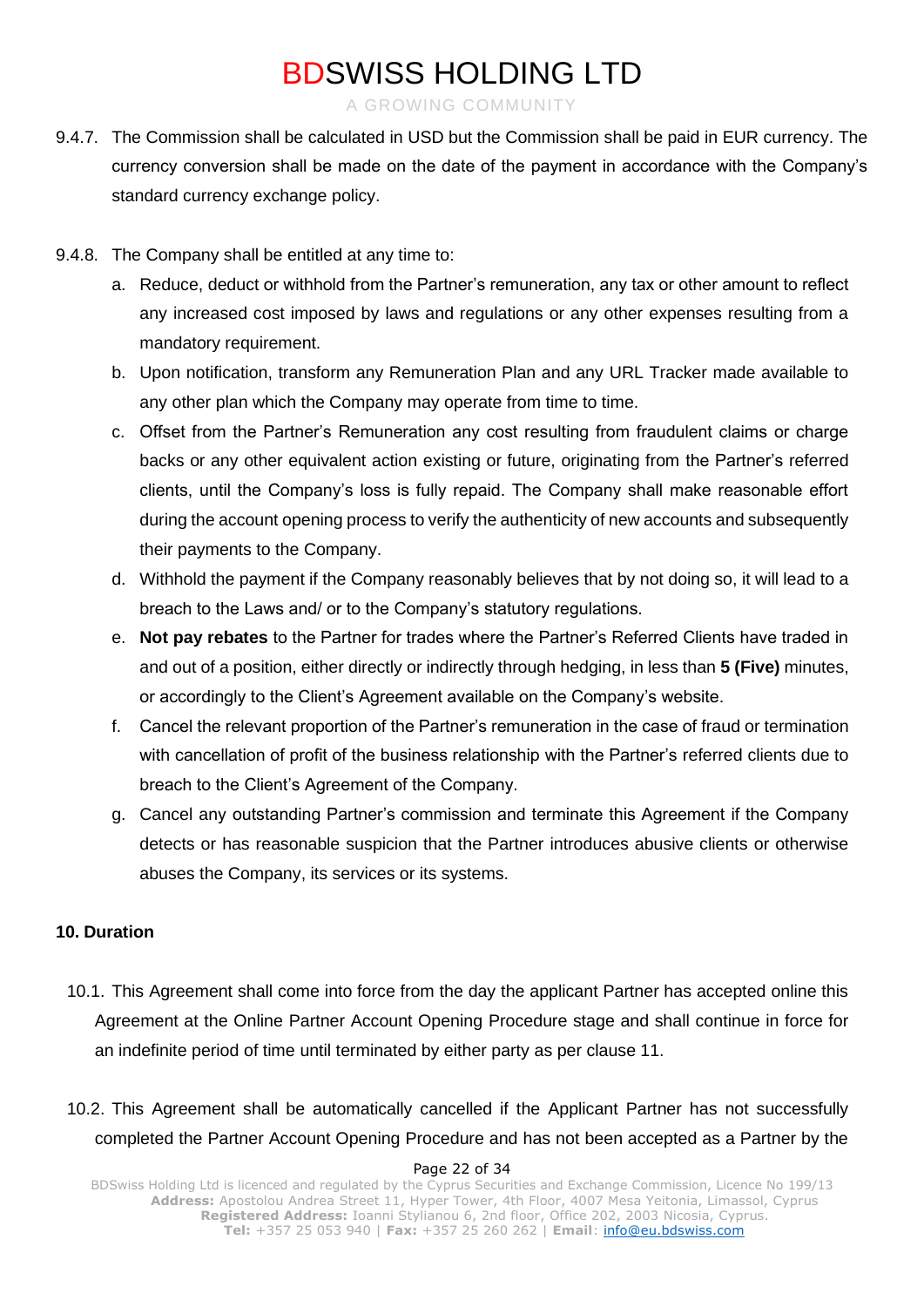9.4.7. The Commission shall be calculated in USD but the Commission shall be paid in EUR currency. The currency conversion shall be made on the date of the payment in accordance with the Company's standard currency exchange policy.

9.4.8. The Company shall be entitled at any time to:

a. Reduce, deduct or withhold from the Partner's remuneration, any tax or other amount to reflect any increased cost imposed by laws and regulations or any other expenses resulting from a mandatory requirement.

b. Upon notification, transform any Remuneration Plan and any URL Tracker made available to any other plan which the Company may operate from time to time.

c. Offset from the Partner's Remuneration any cost resulting from fraudulent claims or charge backs or any other equivalent action existing or future, originating from the Partner's referred clients, until the Company's loss is fully repaid. The Company shall make reasonable effort during the account opening process to verify the authenticity of new accounts and subsequently their payments to the Company.

d. Withhold the payment if the Company reasonably believes that by not doing so, it will lead to a breach to the Laws and/ or to the Company's statutory regulations.

e. **Not pay rebates** to the Partner for trades where the Partner's Referred Clients have traded in and out of a position, either directly or indirectly through hedging, in less than **5 (Five)** minutes, or accordingly to the Client's Agreement available on the Company's website.

f. Cancel the relevant proportion of the Partner's remuneration in the case of fraud or termination with cancellation of profit of the business relationship with the Partner's referred clients due to breach to the Client's Agreement of the Company.

g. Cancel any outstanding Partner's commission and terminate this Agreement if the Company detects or has reasonable suspicion that the Partner introduces abusive clients or otherwise abuses the Company, its services or its systems.

## 10. Duration

10.1. This Agreement shall come into force from the day the applicant Partner has accepted online this Agreement at the Online Partner Account Opening Procedure stage and shall continue in force for an indefinite period of time until terminated by either party as per clause 11.

10.2. This Agreement shall be automatically cancelled if the Applicant Partner has not successfully completed the Partner Account Opening Procedure and has not been accepted as a Partner by the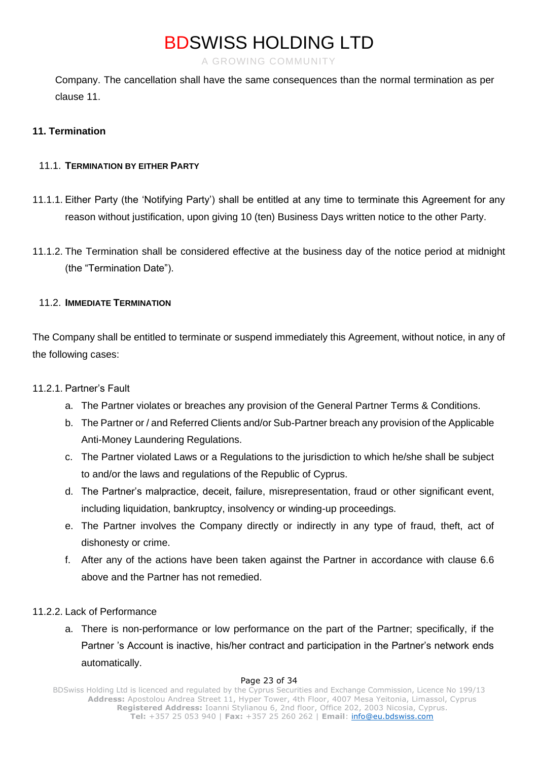Company. The cancellation shall have the same consequences than the normal termination as per clause 11.

## 11. Termination

### 11.1. Termination by either Party

11.1.1. Either Party (the 'Notifying Party') shall be entitled at any time to terminate this Agreement for any reason without justification, upon giving 10 (ten) Business Days written notice to the other Party.

11.1.2. The Termination shall be considered effective at the business day of the notice period at midnight (the "Termination Date").

### 11.2. Immediate Termination

The Company shall be entitled to terminate or suspend immediately this Agreement, without notice, in any of the following cases:

11.2.1. Partner's Fault

a. The Partner violates or breaches any provision of the General Partner Terms & Conditions.
b. The Partner or / and Referred Clients and/or Sub-Partner breach any provision of the Applicable Anti-Money Laundering Regulations.
c. The Partner violated Laws or a Regulations to the jurisdiction to which he/she shall be subject to and/or the laws and regulations of the Republic of Cyprus.
d. The Partner's malpractice, deceit, failure, misrepresentation, fraud or other significant event, including liquidation, bankruptcy, insolvency or winding-up proceedings.
e. The Partner involves the Company directly or indirectly in any type of fraud, theft, act of dishonesty or crime.
f. After any of the actions have been taken against the Partner in accordance with clause 6.6 above and the Partner has not remedied.

11.2.2. Lack of Performance

a. There is non-performance or low performance on the part of the Partner; specifically, if the Partner 's Account is inactive, his/her contract and participation in the Partner's network ends automatically.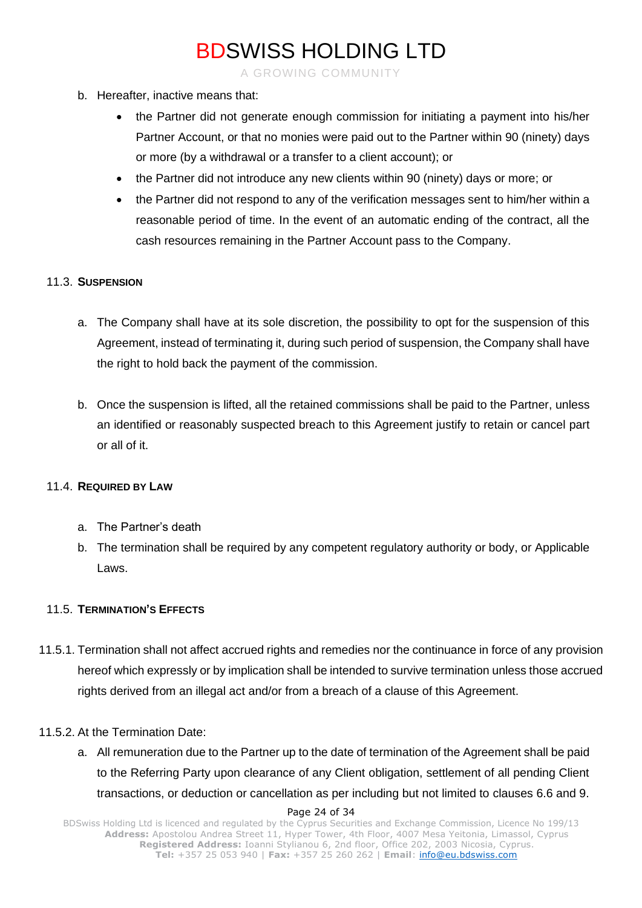b. Hereafter, inactive means that:

- the Partner did not generate enough commission for initiating a payment into his/her Partner Account, or that no monies were paid out to the Partner within 90 (ninety) days or more (by a withdrawal or a transfer to a client account); or
- the Partner did not introduce any new clients within 90 (ninety) days or more; or
- the Partner did not respond to any of the verification messages sent to him/her within a reasonable period of time. In the event of an automatic ending of the contract, all the cash resources remaining in the Partner Account pass to the Company.

### 11.3. SUSPENSION

a. The Company shall have at its sole discretion, the possibility to opt for the suspension of this Agreement, instead of terminating it, during such period of suspension, the Company shall have the right to hold back the payment of the commission.

b. Once the suspension is lifted, all the retained commissions shall be paid to the Partner, unless an identified or reasonably suspected breach to this Agreement justify to retain or cancel part or all of it.

### 11.4. REQUIRED BY LAW

a. The Partner's death

b. The termination shall be required by any competent regulatory authority or body, or Applicable Laws.

### 11.5. TERMINATION'S EFFECTS

11.5.1. Termination shall not affect accrued rights and remedies nor the continuance in force of any provision hereof which expressly or by implication shall be intended to survive termination unless those accrued rights derived from an illegal act and/or from a breach of a clause of this Agreement.

11.5.2. At the Termination Date:

a. All remuneration due to the Partner up to the date of termination of the Agreement shall be paid to the Referring Party upon clearance of any Client obligation, settlement of all pending Client transactions, or deduction or cancellation as per including but not limited to clauses 6.6 and 9.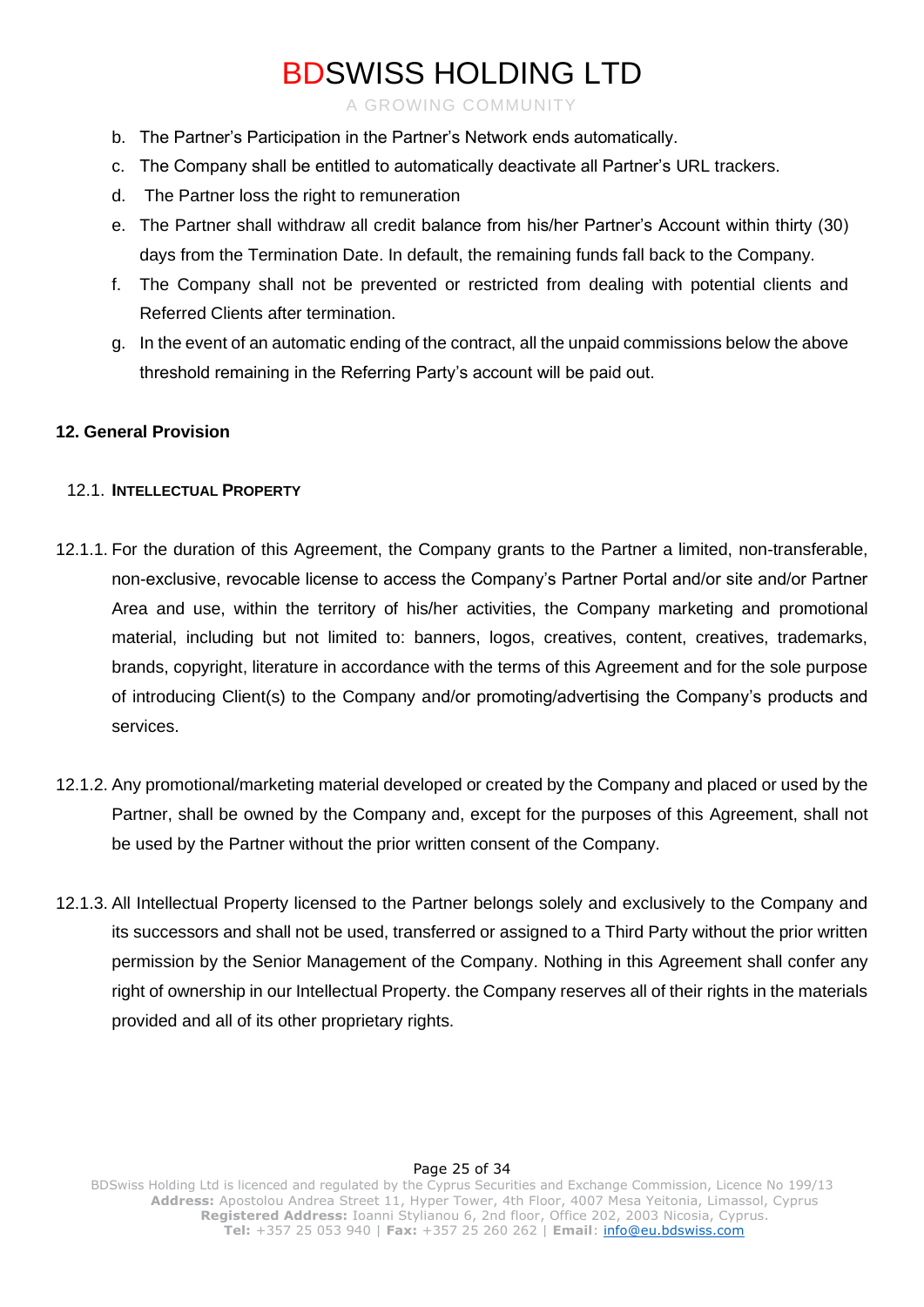b. The Partner's Participation in the Partner's Network ends automatically.
c. The Company shall be entitled to automatically deactivate all Partner's URL trackers.
d. The Partner loss the right to remuneration
e. The Partner shall withdraw all credit balance from his/her Partner's Account within thirty (30) days from the Termination Date. In default, the remaining funds fall back to the Company.
f. The Company shall not be prevented or restricted from dealing with potential clients and Referred Clients after termination.
g. In the event of an automatic ending of the contract, all the unpaid commissions below the above threshold remaining in the Referring Party's account will be paid out.

## 12. General Provision

### 12.1. Intellectual Property

12.1.1. For the duration of this Agreement, the Company grants to the Partner a limited, non-transferable, non-exclusive, revocable license to access the Company's Partner Portal and/or site and/or Partner Area and use, within the territory of his/her activities, the Company marketing and promotional material, including but not limited to: banners, logos, creatives, content, creatives, trademarks, brands, copyright, literature in accordance with the terms of this Agreement and for the sole purpose of introducing Client(s) to the Company and/or promoting/advertising the Company's products and services.

12.1.2. Any promotional/marketing material developed or created by the Company and placed or used by the Partner, shall be owned by the Company and, except for the purposes of this Agreement, shall not be used by the Partner without the prior written consent of the Company.

12.1.3. All Intellectual Property licensed to the Partner belongs solely and exclusively to the Company and its successors and shall not be used, transferred or assigned to a Third Party without the prior written permission by the Senior Management of the Company. Nothing in this Agreement shall confer any right of ownership in our Intellectual Property. the Company reserves all of their rights in the materials provided and all of its other proprietary rights.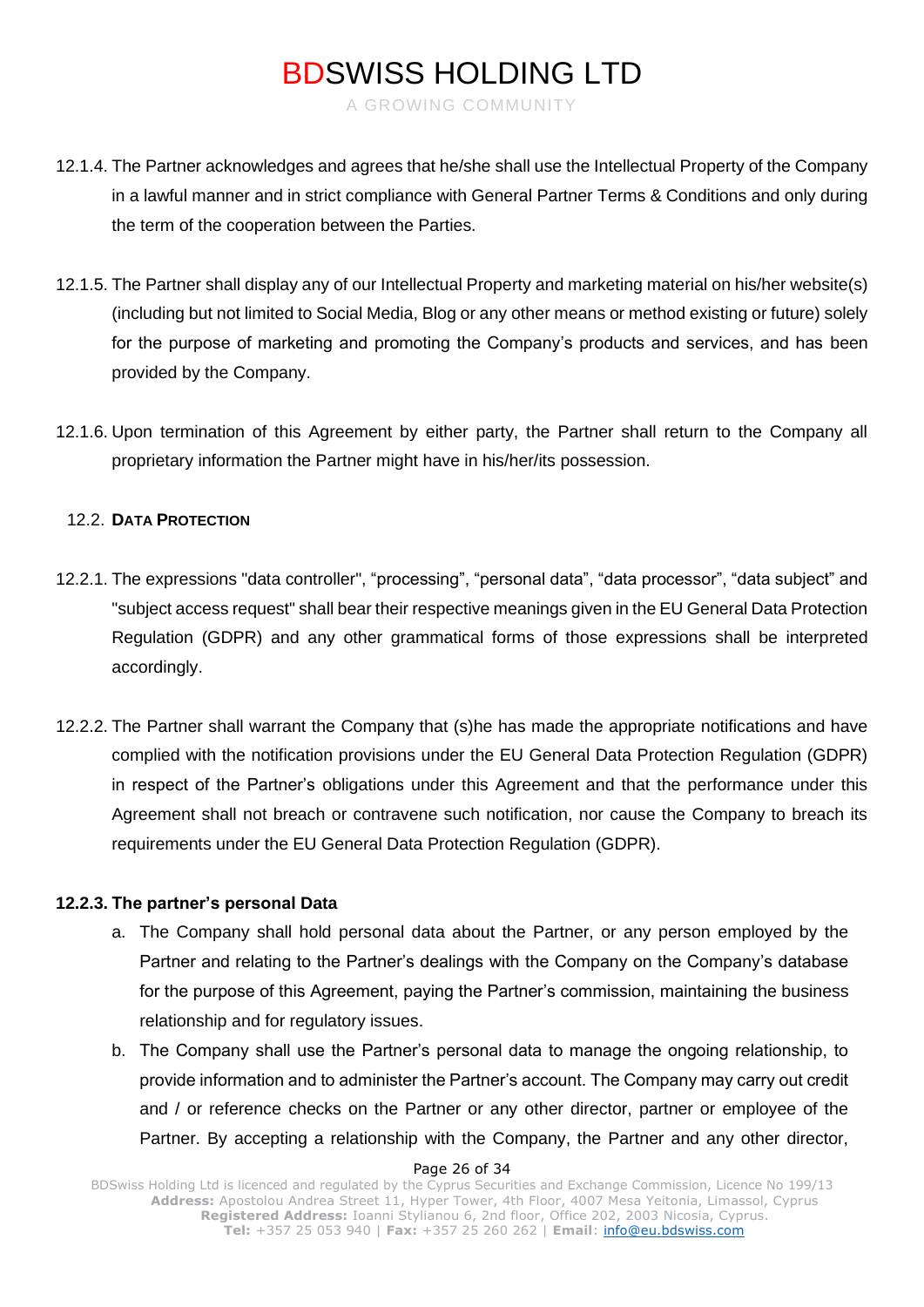12.1.4. The Partner acknowledges and agrees that he/she shall use the Intellectual Property of the Company in a lawful manner and in strict compliance with General Partner Terms & Conditions and only during the term of the cooperation between the Parties.

12.1.5. The Partner shall display any of our Intellectual Property and marketing material on his/her website(s) (including but not limited to Social Media, Blog or any other means or method existing or future) solely for the purpose of marketing and promoting the Company's products and services, and has been provided by the Company.

12.1.6. Upon termination of this Agreement by either party, the Partner shall return to the Company all proprietary information the Partner might have in his/her/its possession.

12.2. **DATA PROTECTION**

12.2.1. The expressions "data controller", "processing", "personal data", "data processor", "data subject" and "subject access request" shall bear their respective meanings given in the EU General Data Protection Regulation (GDPR) and any other grammatical forms of those expressions shall be interpreted accordingly.

12.2.2. The Partner shall warrant the Company that (s)he has made the appropriate notifications and have complied with the notification provisions under the EU General Data Protection Regulation (GDPR) in respect of the Partner's obligations under this Agreement and that the performance under this Agreement shall not breach or contravene such notification, nor cause the Company to breach its requirements under the EU General Data Protection Regulation (GDPR).

**12.2.3. The partner's personal Data**

a. The Company shall hold personal data about the Partner, or any person employed by the Partner and relating to the Partner's dealings with the Company on the Company's database for the purpose of this Agreement, paying the Partner's commission, maintaining the business relationship and for regulatory issues.

b. The Company shall use the Partner's personal data to manage the ongoing relationship, to provide information and to administer the Partner's account. The Company may carry out credit and / or reference checks on the Partner or any other director, partner or employee of the Partner. By accepting a relationship with the Company, the Partner and any other director,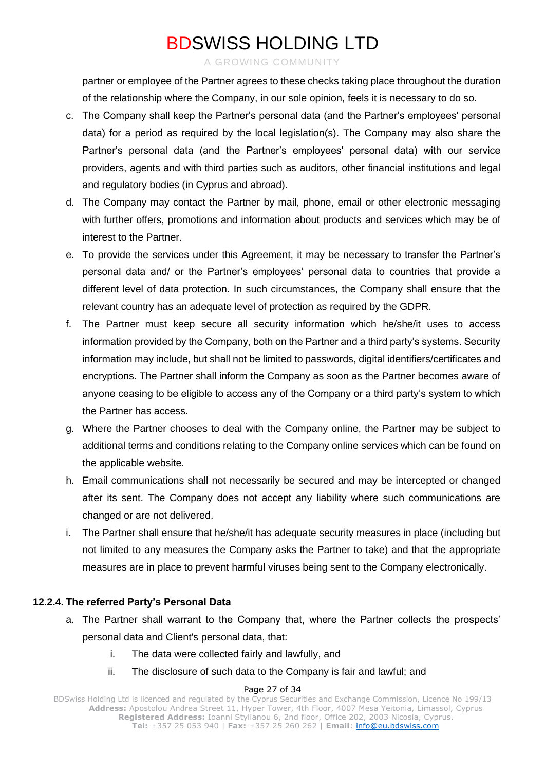partner or employee of the Partner agrees to these checks taking place throughout the duration of the relationship where the Company, in our sole opinion, feels it is necessary to do so.

c. The Company shall keep the Partner's personal data (and the Partner's employees' personal data) for a period as required by the local legislation(s). The Company may also share the Partner's personal data (and the Partner's employees' personal data) with our service providers, agents and with third parties such as auditors, other financial institutions and legal and regulatory bodies (in Cyprus and abroad).

d. The Company may contact the Partner by mail, phone, email or other electronic messaging with further offers, promotions and information about products and services which may be of interest to the Partner.

e. To provide the services under this Agreement, it may be necessary to transfer the Partner's personal data and/ or the Partner's employees' personal data to countries that provide a different level of data protection. In such circumstances, the Company shall ensure that the relevant country has an adequate level of protection as required by the GDPR.

f. The Partner must keep secure all security information which he/she/it uses to access information provided by the Company, both on the Partner and a third party's systems. Security information may include, but shall not be limited to passwords, digital identifiers/certificates and encryptions. The Partner shall inform the Company as soon as the Partner becomes aware of anyone ceasing to be eligible to access any of the Company or a third party's system to which the Partner has access.

g. Where the Partner chooses to deal with the Company online, the Partner may be subject to additional terms and conditions relating to the Company online services which can be found on the applicable website.

h. Email communications shall not necessarily be secured and may be intercepted or changed after its sent. The Company does not accept any liability where such communications are changed or are not delivered.

i. The Partner shall ensure that he/she/it has adequate security measures in place (including but not limited to any measures the Company asks the Partner to take) and that the appropriate measures are in place to prevent harmful viruses being sent to the Company electronically.

#### 12.2.4. The referred Party's Personal Data

a. The Partner shall warrant to the Company that, where the Partner collects the prospects' personal data and Client's personal data, that:

   i. The data were collected fairly and lawfully, and

   ii. The disclosure of such data to the Company is fair and lawful; and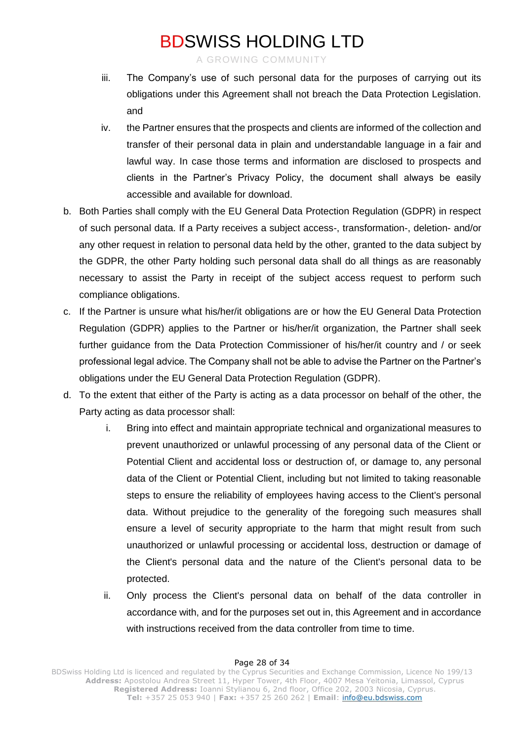iii. The Company's use of such personal data for the purposes of carrying out its obligations under this Agreement shall not breach the Data Protection Legislation. and

iv. the Partner ensures that the prospects and clients are informed of the collection and transfer of their personal data in plain and understandable language in a fair and lawful way. In case those terms and information are disclosed to prospects and clients in the Partner's Privacy Policy, the document shall always be easily accessible and available for download.

b. Both Parties shall comply with the EU General Data Protection Regulation (GDPR) in respect of such personal data. If a Party receives a subject access-, transformation-, deletion- and/or any other request in relation to personal data held by the other, granted to the data subject by the GDPR, the other Party holding such personal data shall do all things as are reasonably necessary to assist the Party in receipt of the subject access request to perform such compliance obligations.

c. If the Partner is unsure what his/her/it obligations are or how the EU General Data Protection Regulation (GDPR) applies to the Partner or his/her/it organization, the Partner shall seek further guidance from the Data Protection Commissioner of his/her/it country and / or seek professional legal advice. The Company shall not be able to advise the Partner on the Partner's obligations under the EU General Data Protection Regulation (GDPR).

d. To the extent that either of the Party is acting as a data processor on behalf of the other, the Party acting as data processor shall:

   i. Bring into effect and maintain appropriate technical and organizational measures to prevent unauthorized or unlawful processing of any personal data of the Client or Potential Client and accidental loss or destruction of, or damage to, any personal data of the Client or Potential Client, including but not limited to taking reasonable steps to ensure the reliability of employees having access to the Client's personal data. Without prejudice to the generality of the foregoing such measures shall ensure a level of security appropriate to the harm that might result from such unauthorized or unlawful processing or accidental loss, destruction or damage of the Client's personal data and the nature of the Client's personal data to be protected.

   ii. Only process the Client's personal data on behalf of the data controller in accordance with, and for the purposes set out in, this Agreement and in accordance with instructions received from the data controller from time to time.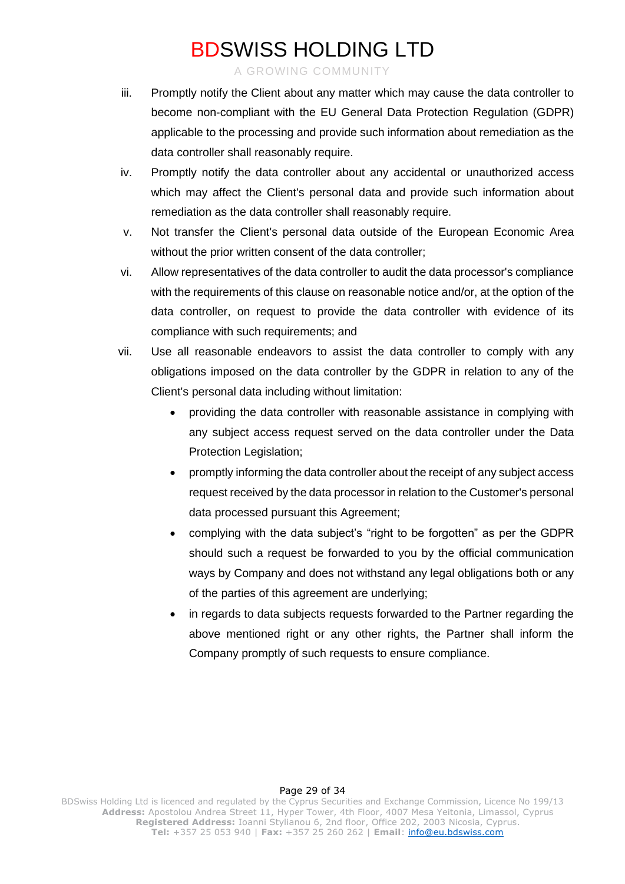iii. Promptly notify the Client about any matter which may cause the data controller to become non-compliant with the EU General Data Protection Regulation (GDPR) applicable to the processing and provide such information about remediation as the data controller shall reasonably require.

iv. Promptly notify the data controller about any accidental or unauthorized access which may affect the Client's personal data and provide such information about remediation as the data controller shall reasonably require.

v. Not transfer the Client's personal data outside of the European Economic Area without the prior written consent of the data controller;

vi. Allow representatives of the data controller to audit the data processor's compliance with the requirements of this clause on reasonable notice and/or, at the option of the data controller, on request to provide the data controller with evidence of its compliance with such requirements; and

vii. Use all reasonable endeavors to assist the data controller to comply with any obligations imposed on the data controller by the GDPR in relation to any of the Client's personal data including without limitation:

- providing the data controller with reasonable assistance in complying with any subject access request served on the data controller under the Data Protection Legislation;
- promptly informing the data controller about the receipt of any subject access request received by the data processor in relation to the Customer's personal data processed pursuant this Agreement;
- complying with the data subject's "right to be forgotten" as per the GDPR should such a request be forwarded to you by the official communication ways by Company and does not withstand any legal obligations both or any of the parties of this agreement are underlying;
- in regards to data subjects requests forwarded to the Partner regarding the above mentioned right or any other rights, the Partner shall inform the Company promptly of such requests to ensure compliance.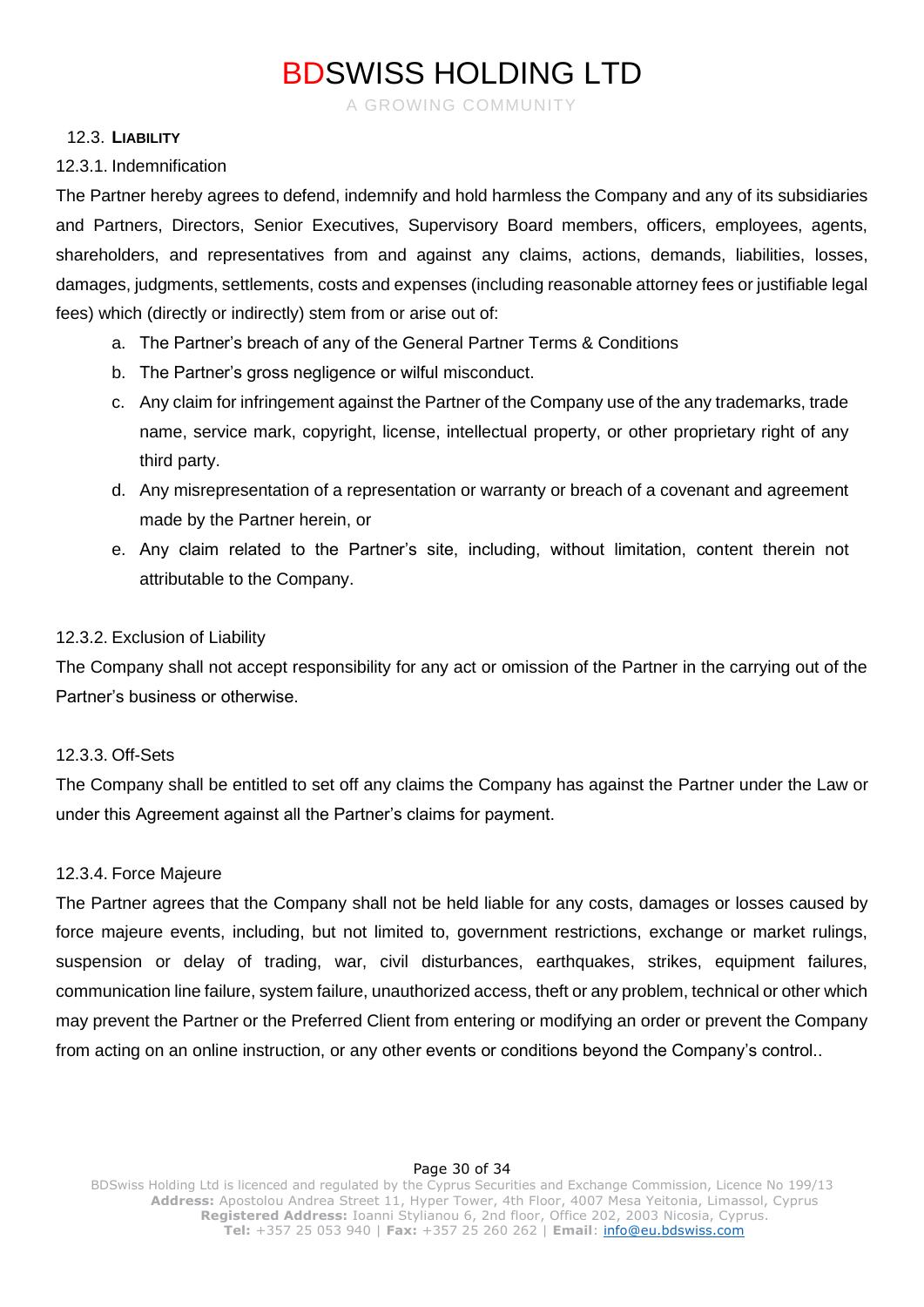## 12.3. LIABILITY

### 12.3.1. Indemnification

The Partner hereby agrees to defend, indemnify and hold harmless the Company and any of its subsidiaries and Partners, Directors, Senior Executives, Supervisory Board members, officers, employees, agents, shareholders, and representatives from and against any claims, actions, demands, liabilities, losses, damages, judgments, settlements, costs and expenses (including reasonable attorney fees or justifiable legal fees) which (directly or indirectly) stem from or arise out of:

a. The Partner's breach of any of the General Partner Terms & Conditions
b. The Partner's gross negligence or wilful misconduct.
c. Any claim for infringement against the Partner of the Company use of the any trademarks, trade name, service mark, copyright, license, intellectual property, or other proprietary right of any third party.
d. Any misrepresentation of a representation or warranty or breach of a covenant and agreement made by the Partner herein, or
e. Any claim related to the Partner's site, including, without limitation, content therein not attributable to the Company.

### 12.3.2. Exclusion of Liability

The Company shall not accept responsibility for any act or omission of the Partner in the carrying out of the Partner's business or otherwise.

### 12.3.3. Off-Sets

The Company shall be entitled to set off any claims the Company has against the Partner under the Law or under this Agreement against all the Partner's claims for payment.

### 12.3.4. Force Majeure

The Partner agrees that the Company shall not be held liable for any costs, damages or losses caused by force majeure events, including, but not limited to, government restrictions, exchange or market rulings, suspension or delay of trading, war, civil disturbances, earthquakes, strikes, equipment failures, communication line failure, system failure, unauthorized access, theft or any problem, technical or other which may prevent the Partner or the Preferred Client from entering or modifying an order or prevent the Company from acting on an online instruction, or any other events or conditions beyond the Company's control..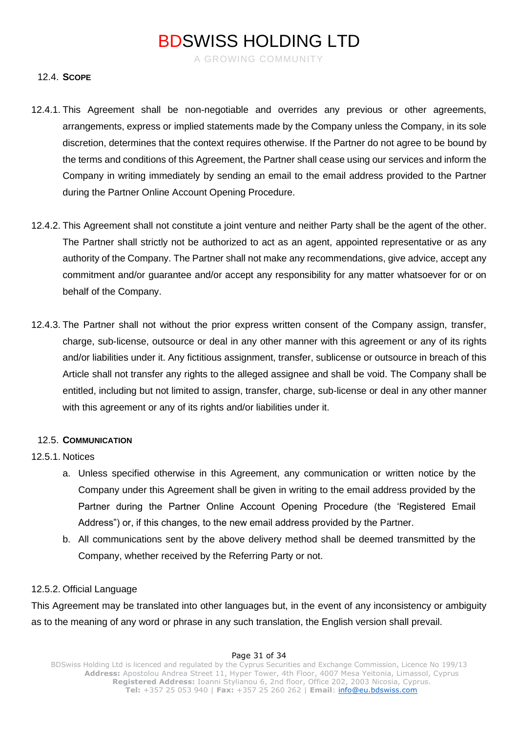### 12.4. **Scope**

12.4.1. This Agreement shall be non-negotiable and overrides any previous or other agreements, arrangements, express or implied statements made by the Company unless the Company, in its sole discretion, determines that the context requires otherwise. If the Partner do not agree to be bound by the terms and conditions of this Agreement, the Partner shall cease using our services and inform the Company in writing immediately by sending an email to the email address provided to the Partner during the Partner Online Account Opening Procedure.

12.4.2. This Agreement shall not constitute a joint venture and neither Party shall be the agent of the other. The Partner shall strictly not be authorized to act as an agent, appointed representative or as any authority of the Company. The Partner shall not make any recommendations, give advice, accept any commitment and/or guarantee and/or accept any responsibility for any matter whatsoever for or on behalf of the Company.

12.4.3. The Partner shall not without the prior express written consent of the Company assign, transfer, charge, sub-license, outsource or deal in any other manner with this agreement or any of its rights and/or liabilities under it. Any fictitious assignment, transfer, sublicense or outsource in breach of this Article shall not transfer any rights to the alleged assignee and shall be void. The Company shall be entitled, including but not limited to assign, transfer, charge, sub-license or deal in any other manner with this agreement or any of its rights and/or liabilities under it.

### 12.5. **Communication**

12.5.1. Notices

a. Unless specified otherwise in this Agreement, any communication or written notice by the Company under this Agreement shall be given in writing to the email address provided by the Partner during the Partner Online Account Opening Procedure (the 'Registered Email Address") or, if this changes, to the new email address provided by the Partner.

b. All communications sent by the above delivery method shall be deemed transmitted by the Company, whether received by the Referring Party or not.

12.5.2. Official Language

This Agreement may be translated into other languages but, in the event of any inconsistency or ambiguity as to the meaning of any word or phrase in any such translation, the English version shall prevail.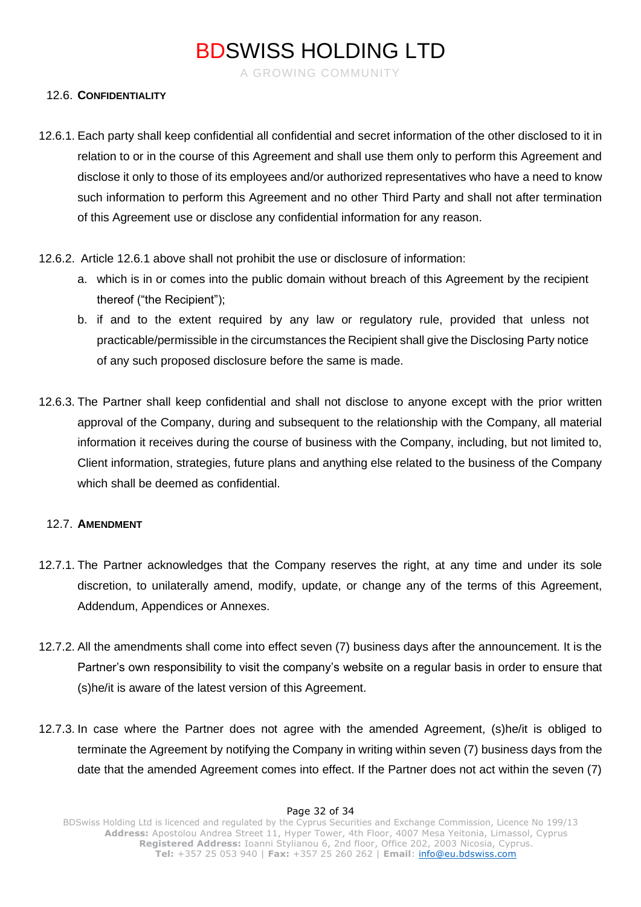### 12.6. CONFIDENTIALITY

12.6.1. Each party shall keep confidential all confidential and secret information of the other disclosed to it in relation to or in the course of this Agreement and shall use them only to perform this Agreement and disclose it only to those of its employees and/or authorized representatives who have a need to know such information to perform this Agreement and no other Third Party and shall not after termination of this Agreement use or disclose any confidential information for any reason.

12.6.2. Article 12.6.1 above shall not prohibit the use or disclosure of information:

a. which is in or comes into the public domain without breach of this Agreement by the recipient thereof ("the Recipient");

b. if and to the extent required by any law or regulatory rule, provided that unless not practicable/permissible in the circumstances the Recipient shall give the Disclosing Party notice of any such proposed disclosure before the same is made.

12.6.3. The Partner shall keep confidential and shall not disclose to anyone except with the prior written approval of the Company, during and subsequent to the relationship with the Company, all material information it receives during the course of business with the Company, including, but not limited to, Client information, strategies, future plans and anything else related to the business of the Company which shall be deemed as confidential.

### 12.7. AMENDMENT

12.7.1. The Partner acknowledges that the Company reserves the right, at any time and under its sole discretion, to unilaterally amend, modify, update, or change any of the terms of this Agreement, Addendum, Appendices or Annexes.

12.7.2. All the amendments shall come into effect seven (7) business days after the announcement. It is the Partner's own responsibility to visit the company's website on a regular basis in order to ensure that (s)he/it is aware of the latest version of this Agreement.

12.7.3. In case where the Partner does not agree with the amended Agreement, (s)he/it is obliged to terminate the Agreement by notifying the Company in writing within seven (7) business days from the date that the amended Agreement comes into effect. If the Partner does not act within the seven (7)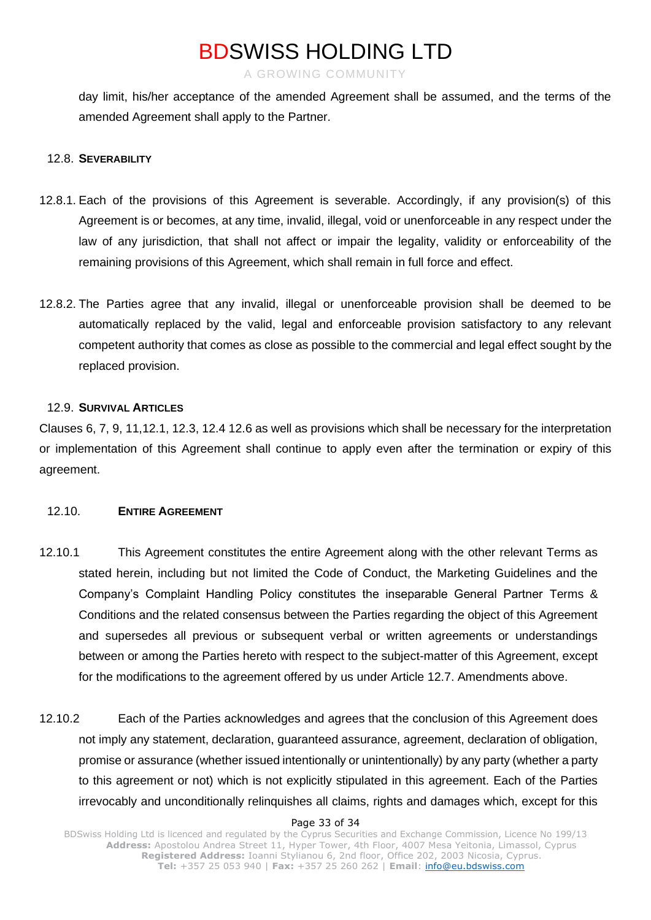day limit, his/her acceptance of the amended Agreement shall be assumed, and the terms of the amended Agreement shall apply to the Partner.

### 12.8. Severability

12.8.1. Each of the provisions of this Agreement is severable. Accordingly, if any provision(s) of this Agreement is or becomes, at any time, invalid, illegal, void or unenforceable in any respect under the law of any jurisdiction, that shall not affect or impair the legality, validity or enforceability of the remaining provisions of this Agreement, which shall remain in full force and effect.

12.8.2. The Parties agree that any invalid, illegal or unenforceable provision shall be deemed to be automatically replaced by the valid, legal and enforceable provision satisfactory to any relevant competent authority that comes as close as possible to the commercial and legal effect sought by the replaced provision.

### 12.9. Survival Articles

Clauses 6, 7, 9, 11,12.1, 12.3, 12.4 12.6 as well as provisions which shall be necessary for the interpretation or implementation of this Agreement shall continue to apply even after the termination or expiry of this agreement.

### 12.10. Entire Agreement

12.10.1 This Agreement constitutes the entire Agreement along with the other relevant Terms as stated herein, including but not limited the Code of Conduct, the Marketing Guidelines and the Company's Complaint Handling Policy constitutes the inseparable General Partner Terms & Conditions and the related consensus between the Parties regarding the object of this Agreement and supersedes all previous or subsequent verbal or written agreements or understandings between or among the Parties hereto with respect to the subject-matter of this Agreement, except for the modifications to the agreement offered by us under Article 12.7. Amendments above.

12.10.2 Each of the Parties acknowledges and agrees that the conclusion of this Agreement does not imply any statement, declaration, guaranteed assurance, agreement, declaration of obligation, promise or assurance (whether issued intentionally or unintentionally) by any party (whether a party to this agreement or not) which is not explicitly stipulated in this agreement. Each of the Parties irrevocably and unconditionally relinquishes all claims, rights and damages which, except for this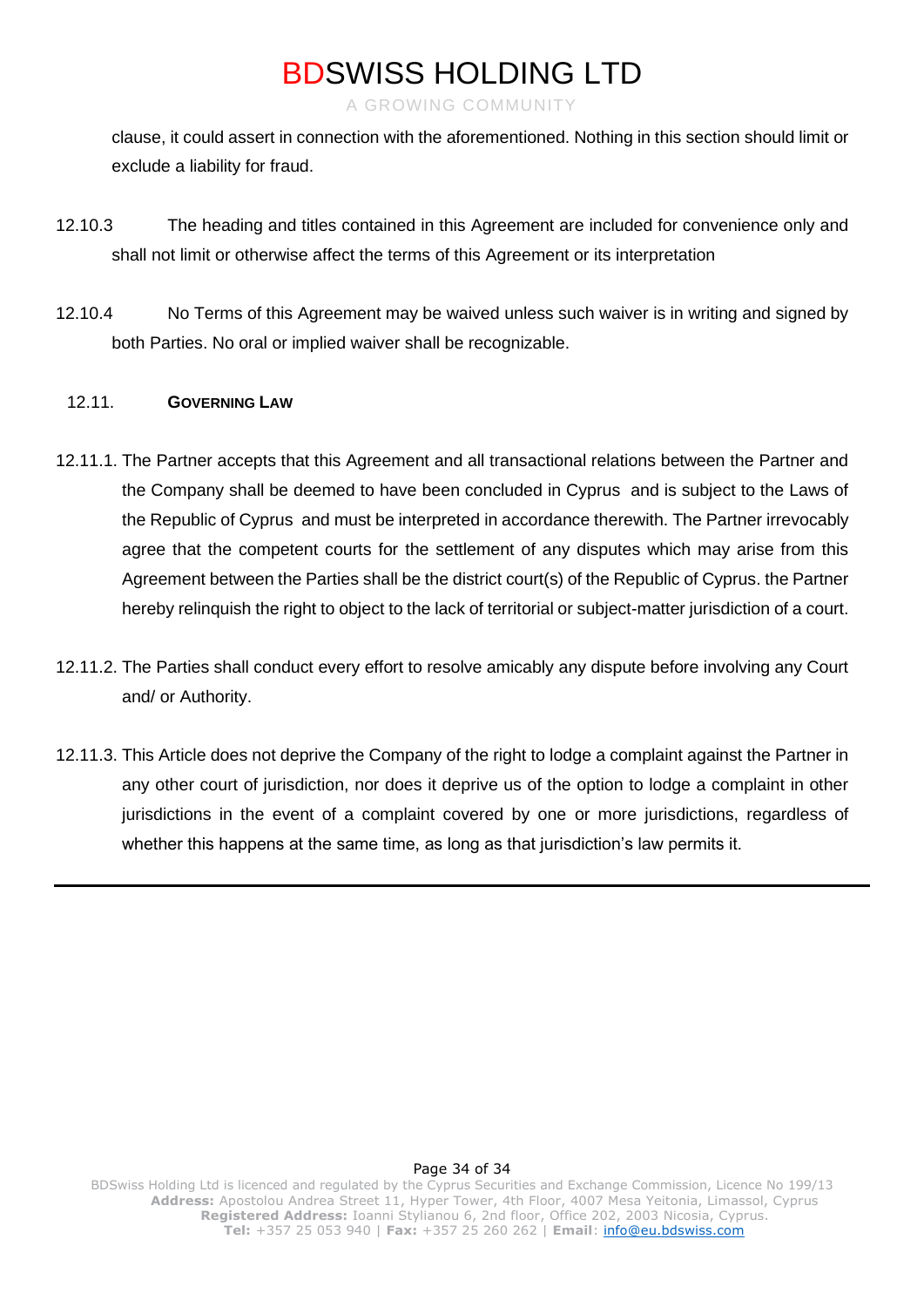clause, it could assert in connection with the aforementioned. Nothing in this section should limit or exclude a liability for fraud.

12.10.3 The heading and titles contained in this Agreement are included for convenience only and shall not limit or otherwise affect the terms of this Agreement or its interpretation

12.10.4 No Terms of this Agreement may be waived unless such waiver is in writing and signed by both Parties. No oral or implied waiver shall be recognizable.

### 12.11. GOVERNING LAW

12.11.1. The Partner accepts that this Agreement and all transactional relations between the Partner and the Company shall be deemed to have been concluded in Cyprus and is subject to the Laws of the Republic of Cyprus and must be interpreted in accordance therewith. The Partner irrevocably agree that the competent courts for the settlement of any disputes which may arise from this Agreement between the Parties shall be the district court(s) of the Republic of Cyprus. the Partner hereby relinquish the right to object to the lack of territorial or subject-matter jurisdiction of a court.

12.11.2. The Parties shall conduct every effort to resolve amicably any dispute before involving any Court and/ or Authority.

12.11.3. This Article does not deprive the Company of the right to lodge a complaint against the Partner in any other court of jurisdiction, nor does it deprive us of the option to lodge a complaint in other jurisdictions in the event of a complaint covered by one or more jurisdictions, regardless of whether this happens at the same time, as long as that jurisdiction's law permits it.